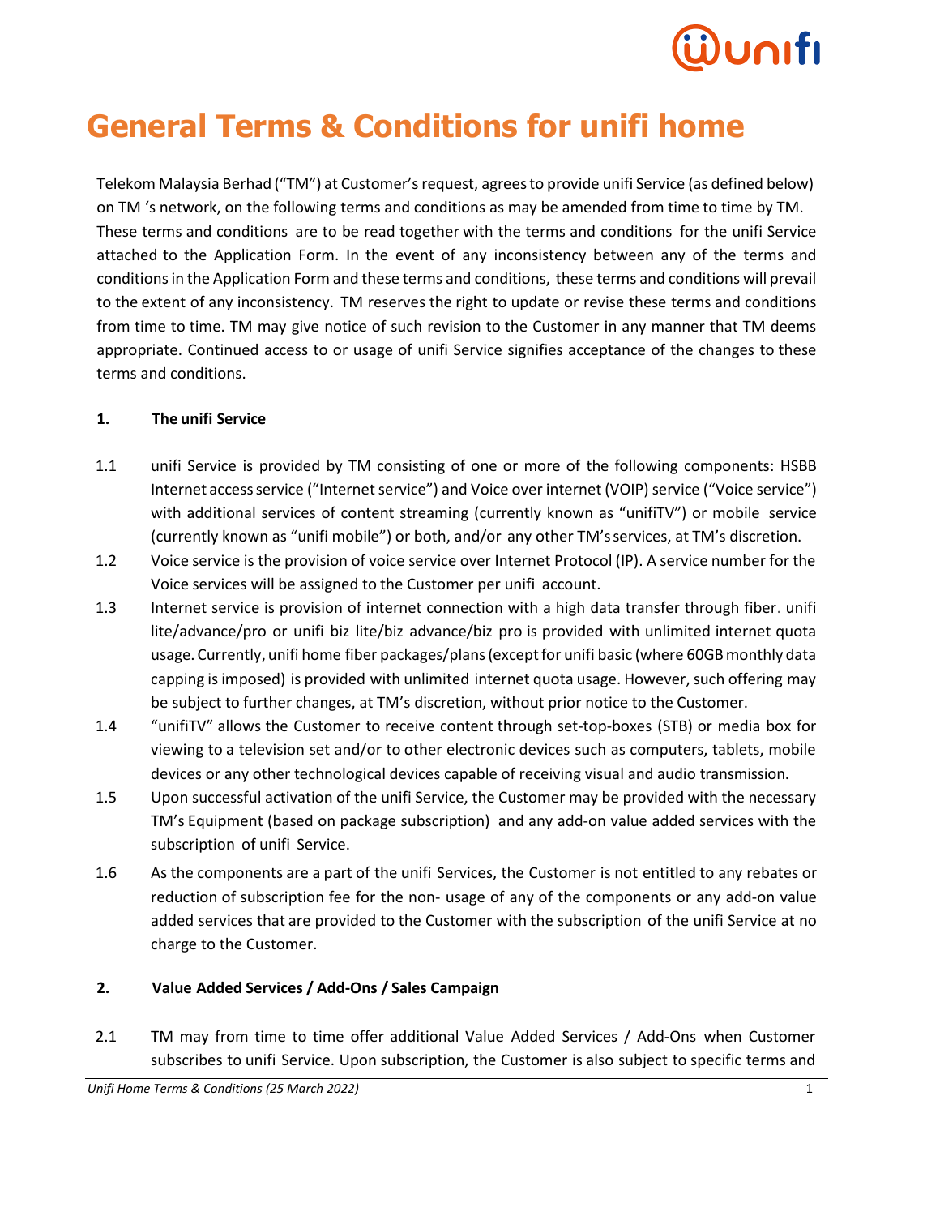# General Terms & Conditions for unifi home

Telekom Malaysia Berhad ("TM") at Customer's request, agrees to provide unifi Service (as defined below) on TM 's network, on the following terms and conditions as may be amended from time to time by TM. These terms and conditions are to be read together with the terms and conditions for the unifi Service attached to the Application Form. In the event of any inconsistency between any of the terms and conditions in the Application Form and these terms and conditions, these terms and conditions will prevail to the extent of any inconsistency. TM reserves the right to update or revise these terms and conditions from time to time. TM may give notice of such revision to the Customer in any manner that TM deems appropriate. Continued access to or usage of unifi Service signifies acceptance of the changes to these terms and conditions.

**1. The unifi Service**

1.1 unifi Service is provided by TM consisting of one or more of the following components: HSBB Internet access service ("Internet service") and Voice over internet (VOIP) service ("Voice service") with additional services of content streaming (currently known as "unifiTV") or mobile service (currently known as "unifi mobile") or both, and/or any other TM's services, at TM's discretion.

1.2 Voice service is the provision of voice service over Internet Protocol (IP). A service number for the Voice services will be assigned to the Customer per unifi account.

1.3 Internet service is provision of internet connection with a high data transfer through fiber. unifi lite/advance/pro or unifi biz lite/biz advance/biz pro is provided with unlimited internet quota usage. Currently, unifi home fiber packages/plans (except for unifi basic (where 60GB monthly data capping is imposed) is provided with unlimited internet quota usage. However, such offering may be subject to further changes, at TM's discretion, without prior notice to the Customer.

1.4 "unifiTV" allows the Customer to receive content through set-top-boxes (STB) or media box for viewing to a television set and/or to other electronic devices such as computers, tablets, mobile devices or any other technological devices capable of receiving visual and audio transmission.

1.5 Upon successful activation of the unifi Service, the Customer may be provided with the necessary TM's Equipment (based on package subscription) and any add-on value added services with the subscription of unifi Service.

1.6 As the components are a part of the unifi Services, the Customer is not entitled to any rebates or reduction of subscription fee for the non- usage of any of the components or any add-on value added services that are provided to the Customer with the subscription of the unifi Service at no charge to the Customer.

**2. Value Added Services / Add-Ons / Sales Campaign**

2.1 TM may from time to time offer additional Value Added Services / Add-Ons when Customer subscribes to unifi Service. Upon subscription, the Customer is also subject to specific terms and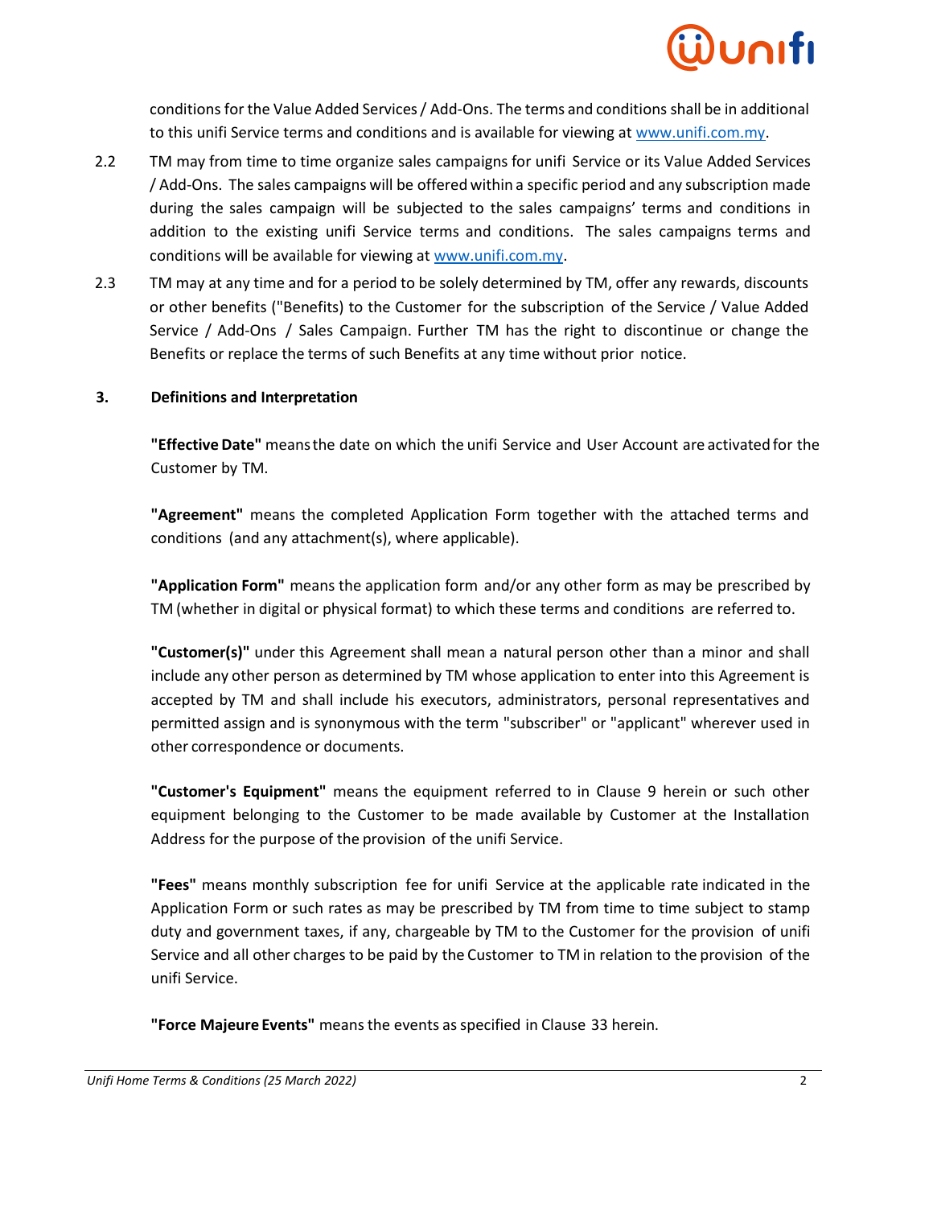conditions for the Value Added Services / Add-Ons. The terms and conditions shall be in additional to this unifi Service terms and conditions and is available for viewing at [www.unifi.com.my](http://www.unifi.com.my).

2.2 TM may from time to time organize sales campaigns for unifi Service or its Value Added Services / Add-Ons. The sales campaigns will be offered within a specific period and any subscription made during the sales campaign will be subjected to the sales campaigns' terms and conditions in addition to the existing unifi Service terms and conditions. The sales campaigns terms and conditions will be available for viewing at [www.unifi.com.my](http://www.unifi.com.my).

2.3 TM may at any time and for a period to be solely determined by TM, offer any rewards, discounts or other benefits ("Benefits) to the Customer for the subscription of the Service / Value Added Service / Add-Ons / Sales Campaign. Further TM has the right to discontinue or change the Benefits or replace the terms of such Benefits at any time without prior notice.

## 3. Definitions and Interpretation

**"Effective Date"** means the date on which the unifi Service and User Account are activated for the Customer by TM.

**"Agreement"** means the completed Application Form together with the attached terms and conditions (and any attachment(s), where applicable).

**"Application Form"** means the application form and/or any other form as may be prescribed by TM (whether in digital or physical format) to which these terms and conditions are referred to.

**"Customer(s)"** under this Agreement shall mean a natural person other than a minor and shall include any other person as determined by TM whose application to enter into this Agreement is accepted by TM and shall include his executors, administrators, personal representatives and permitted assign and is synonymous with the term "subscriber" or "applicant" wherever used in other correspondence or documents.

**"Customer's Equipment"** means the equipment referred to in Clause 9 herein or such other equipment belonging to the Customer to be made available by Customer at the Installation Address for the purpose of the provision of the unifi Service.

**"Fees"** means monthly subscription fee for unifi Service at the applicable rate indicated in the Application Form or such rates as may be prescribed by TM from time to time subject to stamp duty and government taxes, if any, chargeable by TM to the Customer for the provision of unifi Service and all other charges to be paid by the Customer to TM in relation to the provision of the unifi Service.

**"Force Majeure Events"** means the events as specified in Clause 33 herein.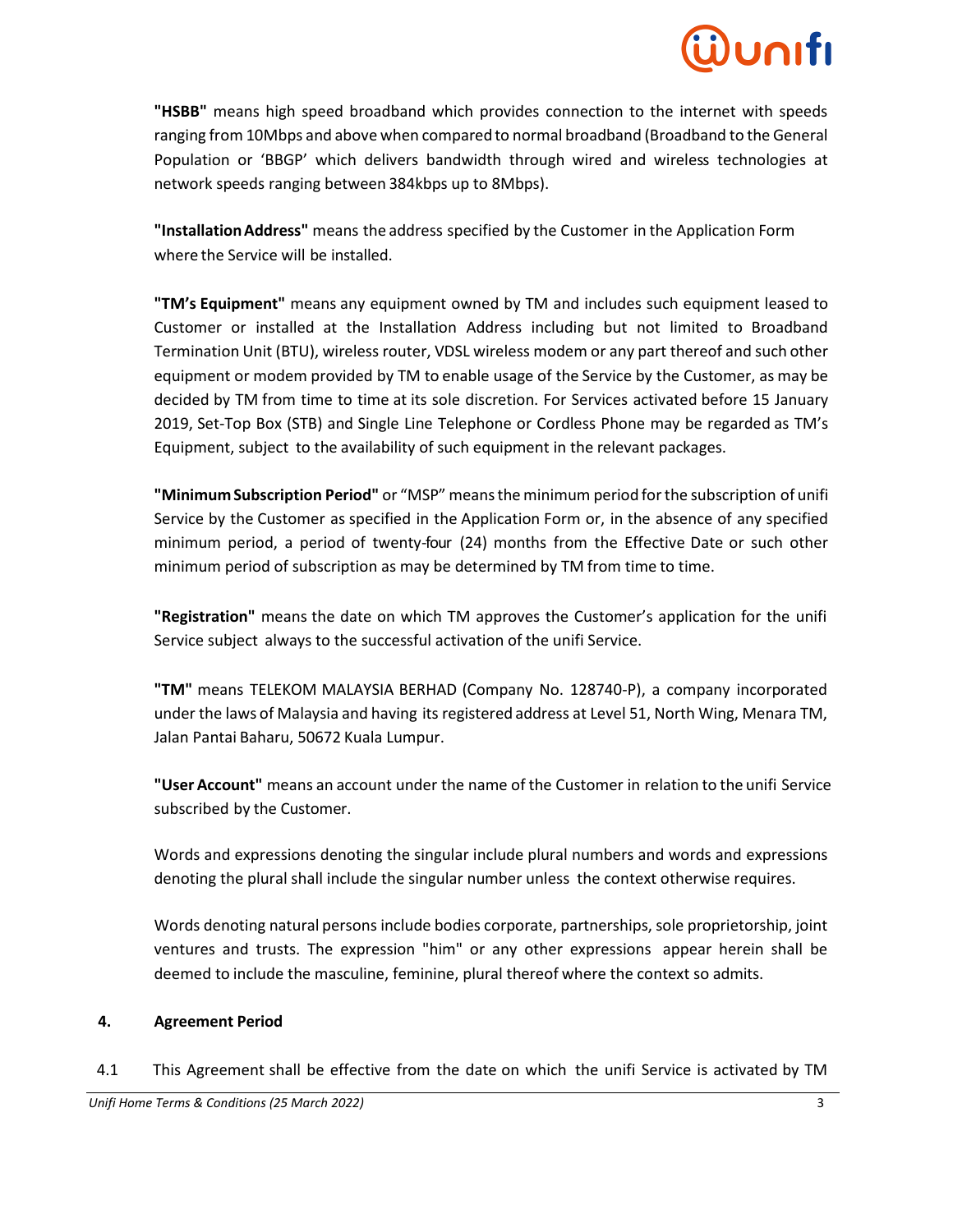**"HSBB"** means high speed broadband which provides connection to the internet with speeds ranging from 10Mbps and above when compared to normal broadband (Broadband to the General Population or 'BBGP' which delivers bandwidth through wired and wireless technologies at network speeds ranging between 384kbps up to 8Mbps).

**"Installation Address"** means the address specified by the Customer in the Application Form where the Service will be installed.

**"TM's Equipment"** means any equipment owned by TM and includes such equipment leased to Customer or installed at the Installation Address including but not limited to Broadband Termination Unit (BTU), wireless router, VDSL wireless modem or any part thereof and such other equipment or modem provided by TM to enable usage of the Service by the Customer, as may be decided by TM from time to time at its sole discretion. For Services activated before 15 January 2019, Set-Top Box (STB) and Single Line Telephone or Cordless Phone may be regarded as TM's Equipment, subject to the availability of such equipment in the relevant packages.

**"Minimum Subscription Period"** or "MSP" means the minimum period for the subscription of unifi Service by the Customer as specified in the Application Form or, in the absence of any specified minimum period, a period of twenty-four (24) months from the Effective Date or such other minimum period of subscription as may be determined by TM from time to time.

**"Registration"** means the date on which TM approves the Customer's application for the unifi Service subject always to the successful activation of the unifi Service.

**"TM"** means TELEKOM MALAYSIA BERHAD (Company No. 128740-P), a company incorporated under the laws of Malaysia and having its registered address at Level 51, North Wing, Menara TM, Jalan Pantai Baharu, 50672 Kuala Lumpur.

**"User Account"** means an account under the name of the Customer in relation to the unifi Service subscribed by the Customer.

Words and expressions denoting the singular include plural numbers and words and expressions denoting the plural shall include the singular number unless the context otherwise requires.

Words denoting natural persons include bodies corporate, partnerships, sole proprietorship, joint ventures and trusts. The expression "him" or any other expressions appear herein shall be deemed to include the masculine, feminine, plural thereof where the context so admits.

## 4. Agreement Period

4.1 This Agreement shall be effective from the date on which the unifi Service is activated by TM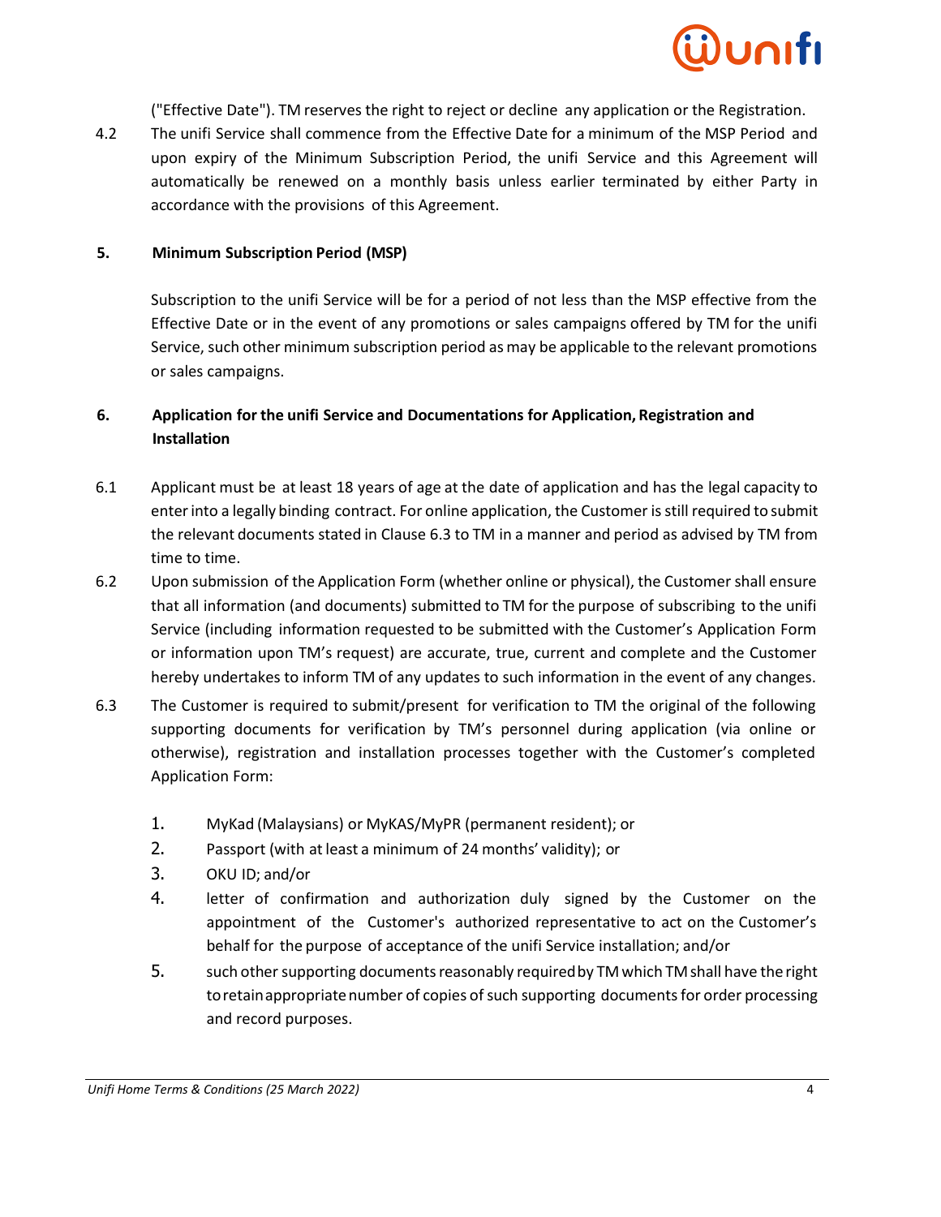("Effective Date"). TM reserves the right to reject or decline any application or the Registration.

4.2 The unifi Service shall commence from the Effective Date for a minimum of the MSP Period and upon expiry of the Minimum Subscription Period, the unifi Service and this Agreement will automatically be renewed on a monthly basis unless earlier terminated by either Party in accordance with the provisions of this Agreement.

## 5. Minimum Subscription Period (MSP)

Subscription to the unifi Service will be for a period of not less than the MSP effective from the Effective Date or in the event of any promotions or sales campaigns offered by TM for the unifi Service, such other minimum subscription period as may be applicable to the relevant promotions or sales campaigns.

## 6. Application for the unifi Service and Documentations for Application, Registration and Installation

6.1 Applicant must be at least 18 years of age at the date of application and has the legal capacity to enter into a legally binding contract. For online application, the Customer is still required to submit the relevant documents stated in Clause 6.3 to TM in a manner and period as advised by TM from time to time.

6.2 Upon submission of the Application Form (whether online or physical), the Customer shall ensure that all information (and documents) submitted to TM for the purpose of subscribing to the unifi Service (including information requested to be submitted with the Customer's Application Form or information upon TM's request) are accurate, true, current and complete and the Customer hereby undertakes to inform TM of any updates to such information in the event of any changes.

6.3 The Customer is required to submit/present for verification to TM the original of the following supporting documents for verification by TM's personnel during application (via online or otherwise), registration and installation processes together with the Customer's completed Application Form:

1. MyKad (Malaysians) or MyKAS/MyPR (permanent resident); or
2. Passport (with at least a minimum of 24 months' validity); or
3. OKU ID; and/or
4. letter of confirmation and authorization duly signed by the Customer on the appointment of the Customer's authorized representative to act on the Customer's behalf for the purpose of acceptance of the unifi Service installation; and/or
5. such other supporting documents reasonably required by TM which TM shall have the right to retain appropriate number of copies of such supporting documents for order processing and record purposes.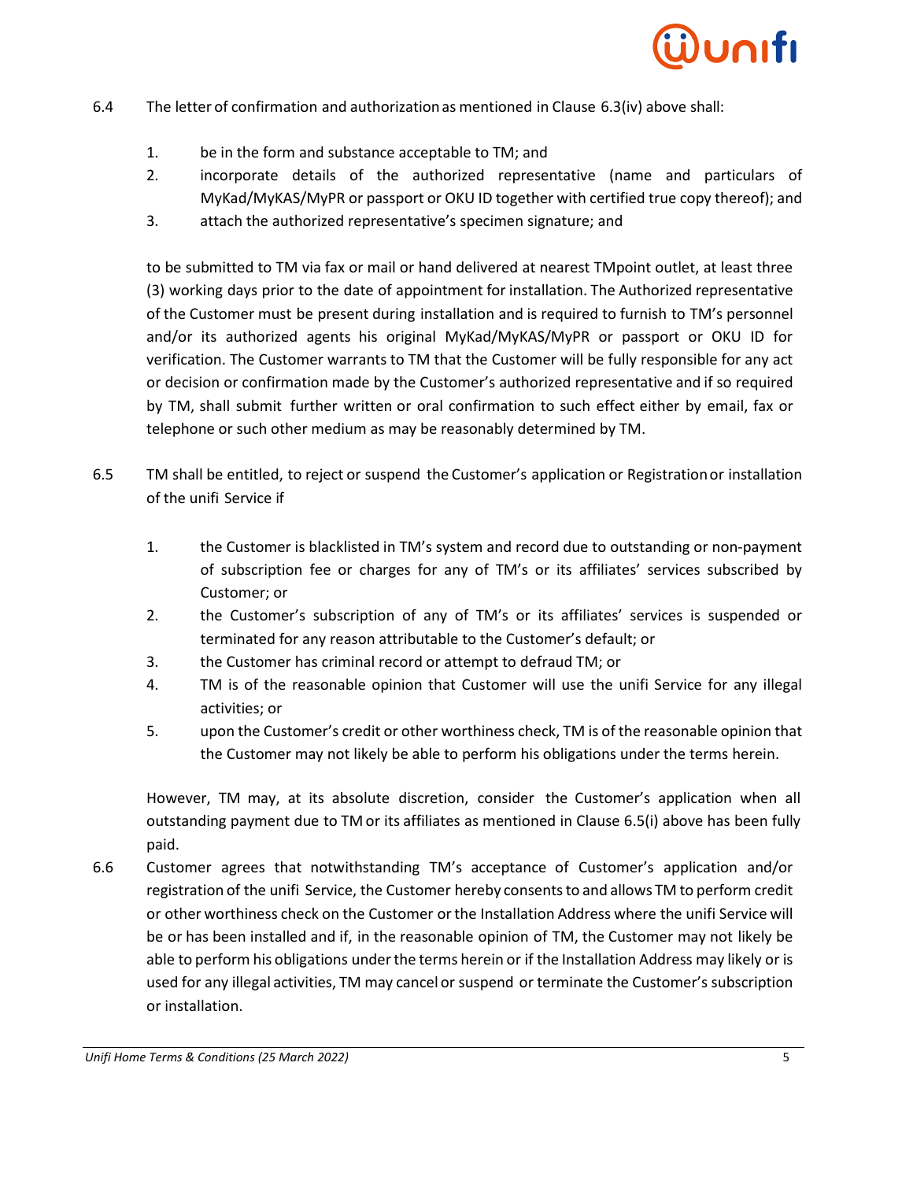6.4 The letter of confirmation and authorization as mentioned in Clause 6.3(iv) above shall:

1. be in the form and substance acceptable to TM; and
2. incorporate details of the authorized representative (name and particulars of MyKad/MyKAS/MyPR or passport or OKU ID together with certified true copy thereof); and
3. attach the authorized representative's specimen signature; and

to be submitted to TM via fax or mail or hand delivered at nearest TMpoint outlet, at least three (3) working days prior to the date of appointment for installation. The Authorized representative of the Customer must be present during installation and is required to furnish to TM's personnel and/or its authorized agents his original MyKad/MyKAS/MyPR or passport or OKU ID for verification. The Customer warrants to TM that the Customer will be fully responsible for any act or decision or confirmation made by the Customer's authorized representative and if so required by TM, shall submit further written or oral confirmation to such effect either by email, fax or telephone or such other medium as may be reasonably determined by TM.

6.5 TM shall be entitled, to reject or suspend the Customer's application or Registration or installation of the unifi Service if

1. the Customer is blacklisted in TM's system and record due to outstanding or non-payment of subscription fee or charges for any of TM's or its affiliates' services subscribed by Customer; or
2. the Customer's subscription of any of TM's or its affiliates' services is suspended or terminated for any reason attributable to the Customer's default; or
3. the Customer has criminal record or attempt to defraud TM; or
4. TM is of the reasonable opinion that Customer will use the unifi Service for any illegal activities; or
5. upon the Customer's credit or other worthiness check, TM is of the reasonable opinion that the Customer may not likely be able to perform his obligations under the terms herein.

However, TM may, at its absolute discretion, consider the Customer's application when all outstanding payment due to TM or its affiliates as mentioned in Clause 6.5(i) above has been fully paid.

6.6 Customer agrees that notwithstanding TM's acceptance of Customer's application and/or registration of the unifi Service, the Customer hereby consents to and allows TM to perform credit or other worthiness check on the Customer or the Installation Address where the unifi Service will be or has been installed and if, in the reasonable opinion of TM, the Customer may not likely be able to perform his obligations under the terms herein or if the Installation Address may likely or is used for any illegal activities, TM may cancel or suspend or terminate the Customer's subscription or installation.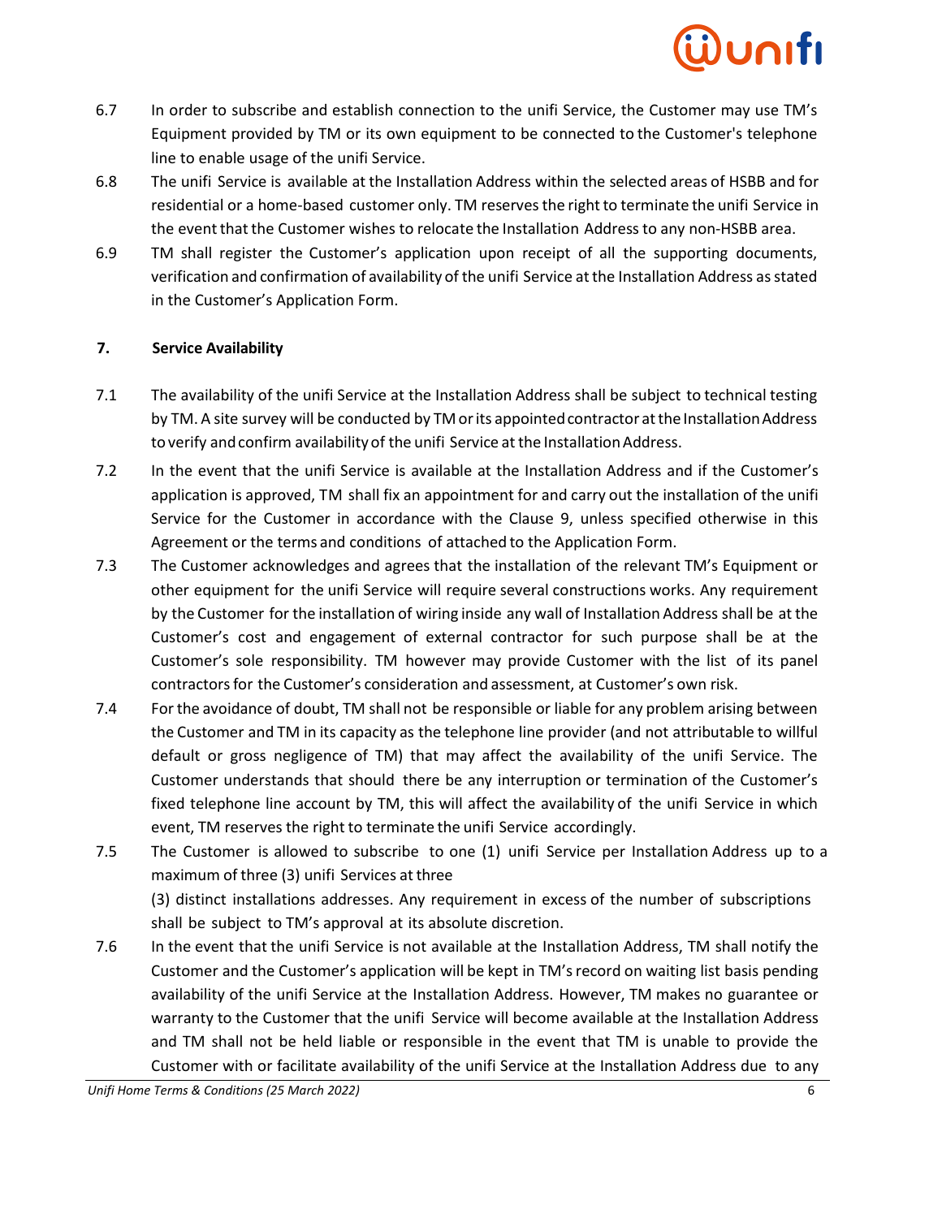6.7 In order to subscribe and establish connection to the unifi Service, the Customer may use TM's Equipment provided by TM or its own equipment to be connected to the Customer's telephone line to enable usage of the unifi Service.

6.8 The unifi Service is available at the Installation Address within the selected areas of HSBB and for residential or a home-based customer only. TM reserves the right to terminate the unifi Service in the event that the Customer wishes to relocate the Installation Address to any non-HSBB area.

6.9 TM shall register the Customer's application upon receipt of all the supporting documents, verification and confirmation of availability of the unifi Service at the Installation Address as stated in the Customer's Application Form.

## 7. Service Availability

7.1 The availability of the unifi Service at the Installation Address shall be subject to technical testing by TM. A site survey will be conducted by TM or its appointed contractor at the Installation Address to verify and confirm availability of the unifi Service at the Installation Address.

7.2 In the event that the unifi Service is available at the Installation Address and if the Customer's application is approved, TM shall fix an appointment for and carry out the installation of the unifi Service for the Customer in accordance with the Clause 9, unless specified otherwise in this Agreement or the terms and conditions of attached to the Application Form.

7.3 The Customer acknowledges and agrees that the installation of the relevant TM's Equipment or other equipment for the unifi Service will require several constructions works. Any requirement by the Customer for the installation of wiring inside any wall of Installation Address shall be at the Customer's cost and engagement of external contractor for such purpose shall be at the Customer's sole responsibility. TM however may provide Customer with the list of its panel contractors for the Customer's consideration and assessment, at Customer's own risk.

7.4 For the avoidance of doubt, TM shall not be responsible or liable for any problem arising between the Customer and TM in its capacity as the telephone line provider (and not attributable to willful default or gross negligence of TM) that may affect the availability of the unifi Service. The Customer understands that should there be any interruption or termination of the Customer's fixed telephone line account by TM, this will affect the availability of the unifi Service in which event, TM reserves the right to terminate the unifi Service accordingly.

7.5 The Customer is allowed to subscribe to one (1) unifi Service per Installation Address up to a maximum of three (3) unifi Services at three (3) distinct installations addresses. Any requirement in excess of the number of subscriptions shall be subject to TM's approval at its absolute discretion.

7.6 In the event that the unifi Service is not available at the Installation Address, TM shall notify the Customer and the Customer's application will be kept in TM's record on waiting list basis pending availability of the unifi Service at the Installation Address. However, TM makes no guarantee or warranty to the Customer that the unifi Service will become available at the Installation Address and TM shall not be held liable or responsible in the event that TM is unable to provide the Customer with or facilitate availability of the unifi Service at the Installation Address due to any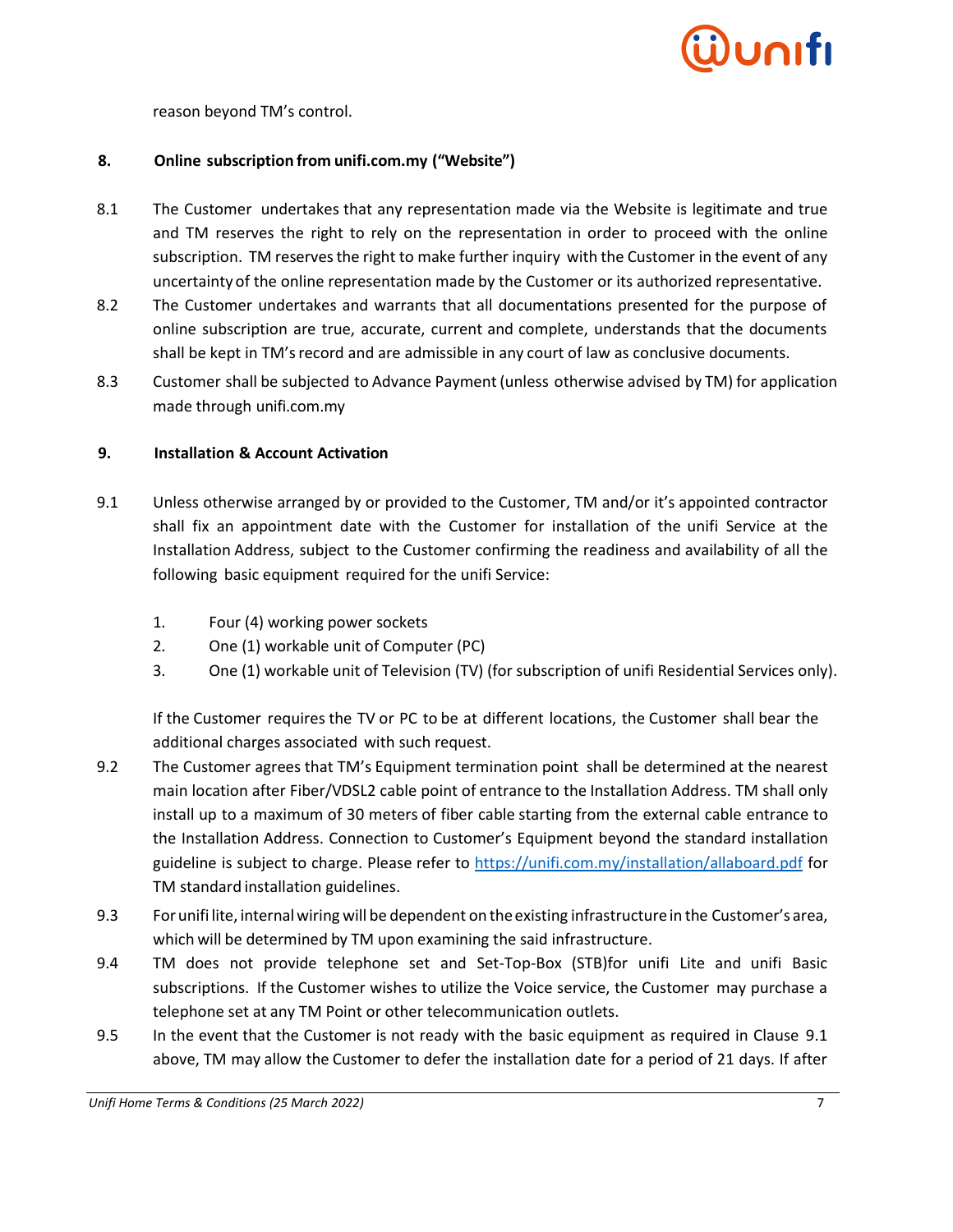reason beyond TM's control.

**8. Online subscription from unifi.com.my ("Website")**

8.1 The Customer undertakes that any representation made via the Website is legitimate and true and TM reserves the right to rely on the representation in order to proceed with the online subscription. TM reserves the right to make further inquiry with the Customer in the event of any uncertainty of the online representation made by the Customer or its authorized representative.

8.2 The Customer undertakes and warrants that all documentations presented for the purpose of online subscription are true, accurate, current and complete, understands that the documents shall be kept in TM's record and are admissible in any court of law as conclusive documents.

8.3 Customer shall be subjected to Advance Payment (unless otherwise advised by TM) for application made through unifi.com.my

**9. Installation & Account Activation**

9.1 Unless otherwise arranged by or provided to the Customer, TM and/or it's appointed contractor shall fix an appointment date with the Customer for installation of the unifi Service at the Installation Address, subject to the Customer confirming the readiness and availability of all the following basic equipment required for the unifi Service:

1. Four (4) working power sockets
2. One (1) workable unit of Computer (PC)
3. One (1) workable unit of Television (TV) (for subscription of unifi Residential Services only).

If the Customer requires the TV or PC to be at different locations, the Customer shall bear the additional charges associated with such request.

9.2 The Customer agrees that TM's Equipment termination point shall be determined at the nearest main location after Fiber/VDSL2 cable point of entrance to the Installation Address. TM shall only install up to a maximum of 30 meters of fiber cable starting from the external cable entrance to the Installation Address. Connection to Customer's Equipment beyond the standard installation guideline is subject to charge. Please refer to https://unifi.com.my/installation/allaboard.pdf for TM standard installation guidelines.

9.3 For unifi lite, internal wiring will be dependent on the existing infrastructure in the Customer's area, which will be determined by TM upon examining the said infrastructure.

9.4 TM does not provide telephone set and Set-Top-Box (STB)for unifi Lite and unifi Basic subscriptions. If the Customer wishes to utilize the Voice service, the Customer may purchase a telephone set at any TM Point or other telecommunication outlets.

9.5 In the event that the Customer is not ready with the basic equipment as required in Clause 9.1 above, TM may allow the Customer to defer the installation date for a period of 21 days. If after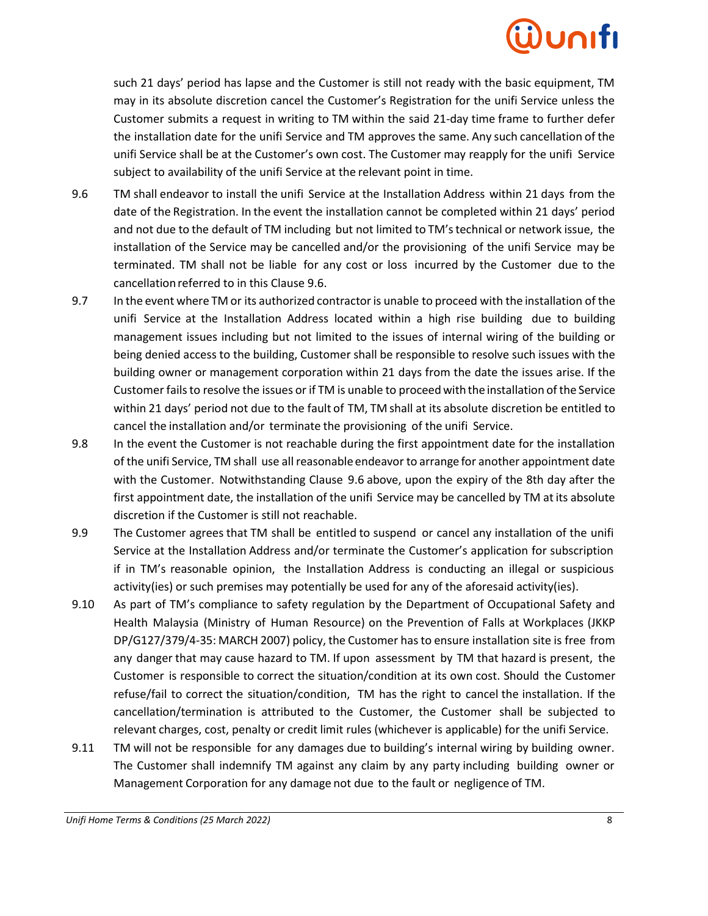such 21 days' period has lapse and the Customer is still not ready with the basic equipment, TM may in its absolute discretion cancel the Customer's Registration for the unifi Service unless the Customer submits a request in writing to TM within the said 21-day time frame to further defer the installation date for the unifi Service and TM approves the same. Any such cancellation of the unifi Service shall be at the Customer's own cost. The Customer may reapply for the unifi Service subject to availability of the unifi Service at the relevant point in time.

9.6 TM shall endeavor to install the unifi Service at the Installation Address within 21 days from the date of the Registration. In the event the installation cannot be completed within 21 days' period and not due to the default of TM including but not limited to TM's technical or network issue, the installation of the Service may be cancelled and/or the provisioning of the unifi Service may be terminated. TM shall not be liable for any cost or loss incurred by the Customer due to the cancellation referred to in this Clause 9.6.

9.7 In the event where TM or its authorized contractor is unable to proceed with the installation of the unifi Service at the Installation Address located within a high rise building due to building management issues including but not limited to the issues of internal wiring of the building or being denied access to the building, Customer shall be responsible to resolve such issues with the building owner or management corporation within 21 days from the date the issues arise. If the Customer fails to resolve the issues or if TM is unable to proceed with the installation of the Service within 21 days' period not due to the fault of TM, TM shall at its absolute discretion be entitled to cancel the installation and/or terminate the provisioning of the unifi Service.

9.8 In the event the Customer is not reachable during the first appointment date for the installation of the unifi Service, TM shall use all reasonable endeavor to arrange for another appointment date with the Customer. Notwithstanding Clause 9.6 above, upon the expiry of the 8th day after the first appointment date, the installation of the unifi Service may be cancelled by TM at its absolute discretion if the Customer is still not reachable.

9.9 The Customer agrees that TM shall be entitled to suspend or cancel any installation of the unifi Service at the Installation Address and/or terminate the Customer's application for subscription if in TM's reasonable opinion, the Installation Address is conducting an illegal or suspicious activity(ies) or such premises may potentially be used for any of the aforesaid activity(ies).

9.10 As part of TM's compliance to safety regulation by the Department of Occupational Safety and Health Malaysia (Ministry of Human Resource) on the Prevention of Falls at Workplaces (JKKP DP/G127/379/4-35: MARCH 2007) policy, the Customer has to ensure installation site is free from any danger that may cause hazard to TM. If upon assessment by TM that hazard is present, the Customer is responsible to correct the situation/condition at its own cost. Should the Customer refuse/fail to correct the situation/condition, TM has the right to cancel the installation. If the cancellation/termination is attributed to the Customer, the Customer shall be subjected to relevant charges, cost, penalty or credit limit rules (whichever is applicable) for the unifi Service.

9.11 TM will not be responsible for any damages due to building's internal wiring by building owner. The Customer shall indemnify TM against any claim by any party including building owner or Management Corporation for any damage not due to the fault or negligence of TM.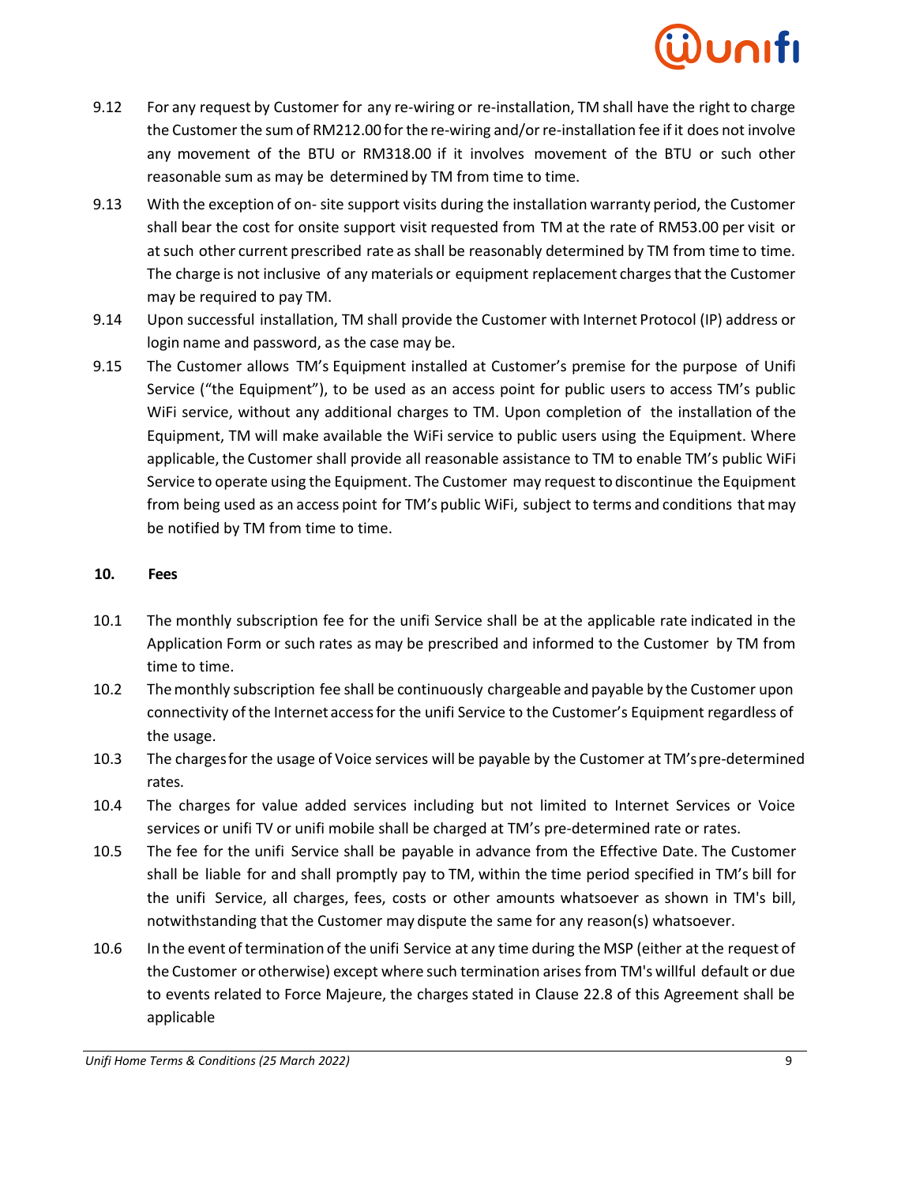9.12 For any request by Customer for any re-wiring or re-installation, TM shall have the right to charge the Customer the sum of RM212.00 for the re-wiring and/or re-installation fee if it does not involve any movement of the BTU or RM318.00 if it involves movement of the BTU or such other reasonable sum as may be determined by TM from time to time.

9.13 With the exception of on- site support visits during the installation warranty period, the Customer shall bear the cost for onsite support visit requested from TM at the rate of RM53.00 per visit or at such other current prescribed rate as shall be reasonably determined by TM from time to time. The charge is not inclusive of any materials or equipment replacement charges that the Customer may be required to pay TM.

9.14 Upon successful installation, TM shall provide the Customer with Internet Protocol (IP) address or login name and password, as the case may be.

9.15 The Customer allows TM's Equipment installed at Customer's premise for the purpose of Unifi Service ("the Equipment"), to be used as an access point for public users to access TM's public WiFi service, without any additional charges to TM. Upon completion of the installation of the Equipment, TM will make available the WiFi service to public users using the Equipment. Where applicable, the Customer shall provide all reasonable assistance to TM to enable TM's public WiFi Service to operate using the Equipment. The Customer may request to discontinue the Equipment from being used as an access point for TM's public WiFi, subject to terms and conditions that may be notified by TM from time to time.

**10. Fees**

10.1 The monthly subscription fee for the unifi Service shall be at the applicable rate indicated in the Application Form or such rates as may be prescribed and informed to the Customer by TM from time to time.

10.2 The monthly subscription fee shall be continuously chargeable and payable by the Customer upon connectivity of the Internet access for the unifi Service to the Customer's Equipment regardless of the usage.

10.3 The charges for the usage of Voice services will be payable by the Customer at TM's pre-determined rates.

10.4 The charges for value added services including but not limited to Internet Services or Voice services or unifi TV or unifi mobile shall be charged at TM's pre-determined rate or rates.

10.5 The fee for the unifi Service shall be payable in advance from the Effective Date. The Customer shall be liable for and shall promptly pay to TM, within the time period specified in TM's bill for the unifi Service, all charges, fees, costs or other amounts whatsoever as shown in TM's bill, notwithstanding that the Customer may dispute the same for any reason(s) whatsoever.

10.6 In the event of termination of the unifi Service at any time during the MSP (either at the request of the Customer or otherwise) except where such termination arises from TM's willful default or due to events related to Force Majeure, the charges stated in Clause 22.8 of this Agreement shall be applicable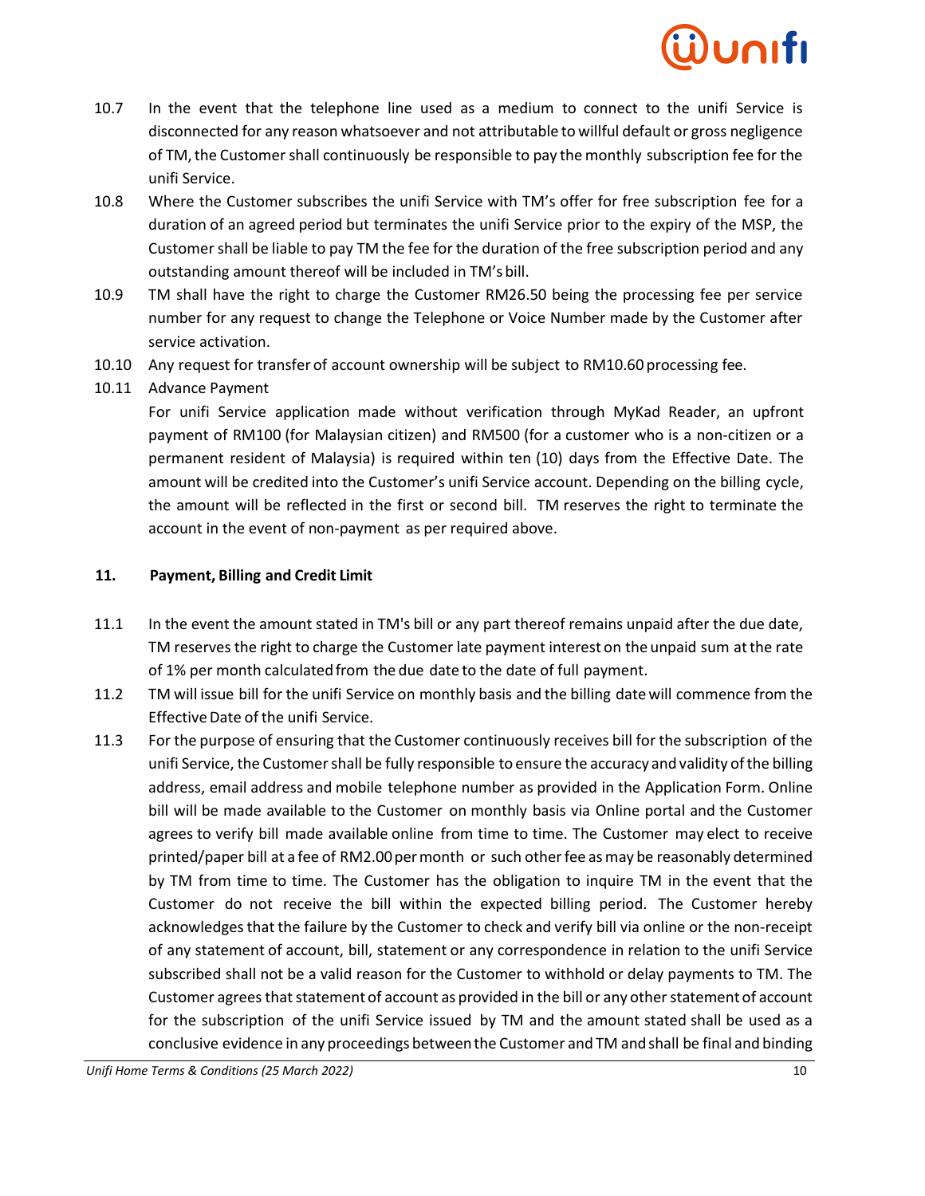10.7 In the event that the telephone line used as a medium to connect to the unifi Service is disconnected for any reason whatsoever and not attributable to willful default or gross negligence of TM, the Customer shall continuously be responsible to pay the monthly subscription fee for the unifi Service.

10.8 Where the Customer subscribes the unifi Service with TM's offer for free subscription fee for a duration of an agreed period but terminates the unifi Service prior to the expiry of the MSP, the Customer shall be liable to pay TM the fee for the duration of the free subscription period and any outstanding amount thereof will be included in TM's bill.

10.9 TM shall have the right to charge the Customer RM26.50 being the processing fee per service number for any request to change the Telephone or Voice Number made by the Customer after service activation.

10.10 Any request for transfer of account ownership will be subject to RM10.60 processing fee.

10.11 Advance Payment

For unifi Service application made without verification through MyKad Reader, an upfront payment of RM100 (for Malaysian citizen) and RM500 (for a customer who is a non-citizen or a permanent resident of Malaysia) is required within ten (10) days from the Effective Date. The amount will be credited into the Customer's unifi Service account. Depending on the billing cycle, the amount will be reflected in the first or second bill. TM reserves the right to terminate the account in the event of non-payment as per required above.

## 11. Payment, Billing and Credit Limit

11.1 In the event the amount stated in TM's bill or any part thereof remains unpaid after the due date, TM reserves the right to charge the Customer late payment interest on the unpaid sum at the rate of 1% per month calculated from the due date to the date of full payment.

11.2 TM will issue bill for the unifi Service on monthly basis and the billing date will commence from the Effective Date of the unifi Service.

11.3 For the purpose of ensuring that the Customer continuously receives bill for the subscription of the unifi Service, the Customer shall be fully responsible to ensure the accuracy and validity of the billing address, email address and mobile telephone number as provided in the Application Form. Online bill will be made available to the Customer on monthly basis via Online portal and the Customer agrees to verify bill made available online from time to time. The Customer may elect to receive printed/paper bill at a fee of RM2.00 per month or such other fee as may be reasonably determined by TM from time to time. The Customer has the obligation to inquire TM in the event that the Customer do not receive the bill within the expected billing period. The Customer hereby acknowledges that the failure by the Customer to check and verify bill via online or the non-receipt of any statement of account, bill, statement or any correspondence in relation to the unifi Service subscribed shall not be a valid reason for the Customer to withhold or delay payments to TM. The Customer agrees that statement of account as provided in the bill or any other statement of account for the subscription of the unifi Service issued by TM and the amount stated shall be used as a conclusive evidence in any proceedings between the Customer and TM and shall be final and binding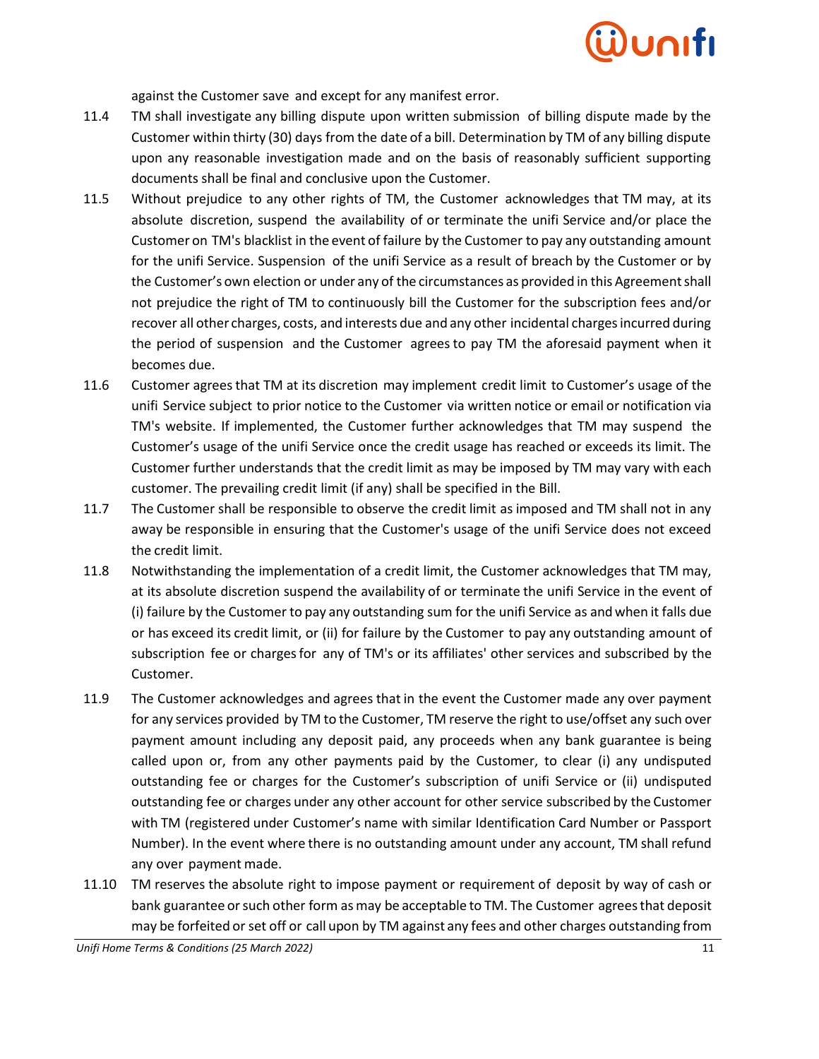against the Customer save and except for any manifest error.

11.4 TM shall investigate any billing dispute upon written submission of billing dispute made by the Customer within thirty (30) days from the date of a bill. Determination by TM of any billing dispute upon any reasonable investigation made and on the basis of reasonably sufficient supporting documents shall be final and conclusive upon the Customer.

11.5 Without prejudice to any other rights of TM, the Customer acknowledges that TM may, at its absolute discretion, suspend the availability of or terminate the unifi Service and/or place the Customer on TM's blacklist in the event of failure by the Customer to pay any outstanding amount for the unifi Service. Suspension of the unifi Service as a result of breach by the Customer or by the Customer's own election or under any of the circumstances as provided in this Agreement shall not prejudice the right of TM to continuously bill the Customer for the subscription fees and/or recover all other charges, costs, and interests due and any other incidental charges incurred during the period of suspension and the Customer agrees to pay TM the aforesaid payment when it becomes due.

11.6 Customer agrees that TM at its discretion may implement credit limit to Customer's usage of the unifi Service subject to prior notice to the Customer via written notice or email or notification via TM's website. If implemented, the Customer further acknowledges that TM may suspend the Customer's usage of the unifi Service once the credit usage has reached or exceeds its limit. The Customer further understands that the credit limit as may be imposed by TM may vary with each customer. The prevailing credit limit (if any) shall be specified in the Bill.

11.7 The Customer shall be responsible to observe the credit limit as imposed and TM shall not in any away be responsible in ensuring that the Customer's usage of the unifi Service does not exceed the credit limit.

11.8 Notwithstanding the implementation of a credit limit, the Customer acknowledges that TM may, at its absolute discretion suspend the availability of or terminate the unifi Service in the event of (i) failure by the Customer to pay any outstanding sum for the unifi Service as and when it falls due or has exceed its credit limit, or (ii) for failure by the Customer to pay any outstanding amount of subscription fee or charges for any of TM's or its affiliates' other services and subscribed by the Customer.

11.9 The Customer acknowledges and agrees that in the event the Customer made any over payment for any services provided by TM to the Customer, TM reserve the right to use/offset any such over payment amount including any deposit paid, any proceeds when any bank guarantee is being called upon or, from any other payments paid by the Customer, to clear (i) any undisputed outstanding fee or charges for the Customer's subscription of unifi Service or (ii) undisputed outstanding fee or charges under any other account for other service subscribed by the Customer with TM (registered under Customer's name with similar Identification Card Number or Passport Number). In the event where there is no outstanding amount under any account, TM shall refund any over payment made.

11.10 TM reserves the absolute right to impose payment or requirement of deposit by way of cash or bank guarantee or such other form as may be acceptable to TM. The Customer agrees that deposit may be forfeited or set off or call upon by TM against any fees and other charges outstanding from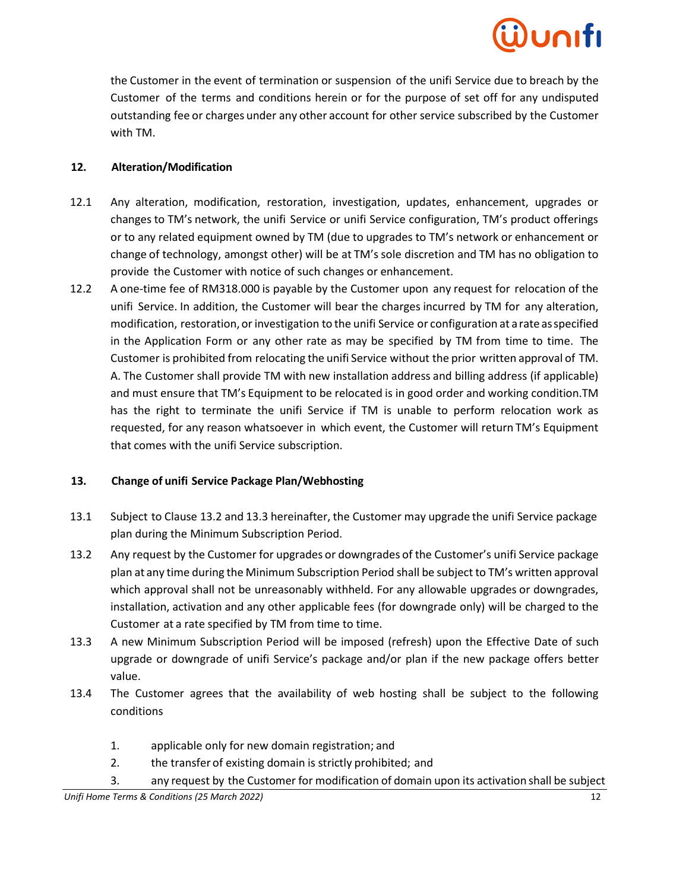the Customer in the event of termination or suspension of the unifi Service due to breach by the Customer of the terms and conditions herein or for the purpose of set off for any undisputed outstanding fee or charges under any other account for other service subscribed by the Customer with TM.

## 12. Alteration/Modification

12.1 Any alteration, modification, restoration, investigation, updates, enhancement, upgrades or changes to TM's network, the unifi Service or unifi Service configuration, TM's product offerings or to any related equipment owned by TM (due to upgrades to TM's network or enhancement or change of technology, amongst other) will be at TM's sole discretion and TM has no obligation to provide the Customer with notice of such changes or enhancement.

12.2 A one-time fee of RM318.000 is payable by the Customer upon any request for relocation of the unifi Service. In addition, the Customer will bear the charges incurred by TM for any alteration, modification, restoration, or investigation to the unifi Service or configuration at a rate as specified in the Application Form or any other rate as may be specified by TM from time to time. The Customer is prohibited from relocating the unifi Service without the prior written approval of TM. A. The Customer shall provide TM with new installation address and billing address (if applicable) and must ensure that TM's Equipment to be relocated is in good order and working condition.TM has the right to terminate the unifi Service if TM is unable to perform relocation work as requested, for any reason whatsoever in which event, the Customer will return TM's Equipment that comes with the unifi Service subscription.

## 13. Change of unifi Service Package Plan/Webhosting

13.1 Subject to Clause 13.2 and 13.3 hereinafter, the Customer may upgrade the unifi Service package plan during the Minimum Subscription Period.

13.2 Any request by the Customer for upgrades or downgrades of the Customer's unifi Service package plan at any time during the Minimum Subscription Period shall be subject to TM's written approval which approval shall not be unreasonably withheld. For any allowable upgrades or downgrades, installation, activation and any other applicable fees (for downgrade only) will be charged to the Customer at a rate specified by TM from time to time.

13.3 A new Minimum Subscription Period will be imposed (refresh) upon the Effective Date of such upgrade or downgrade of unifi Service's package and/or plan if the new package offers better value.

13.4 The Customer agrees that the availability of web hosting shall be subject to the following conditions

1. applicable only for new domain registration; and
2. the transfer of existing domain is strictly prohibited; and
3. any request by the Customer for modification of domain upon its activation shall be subject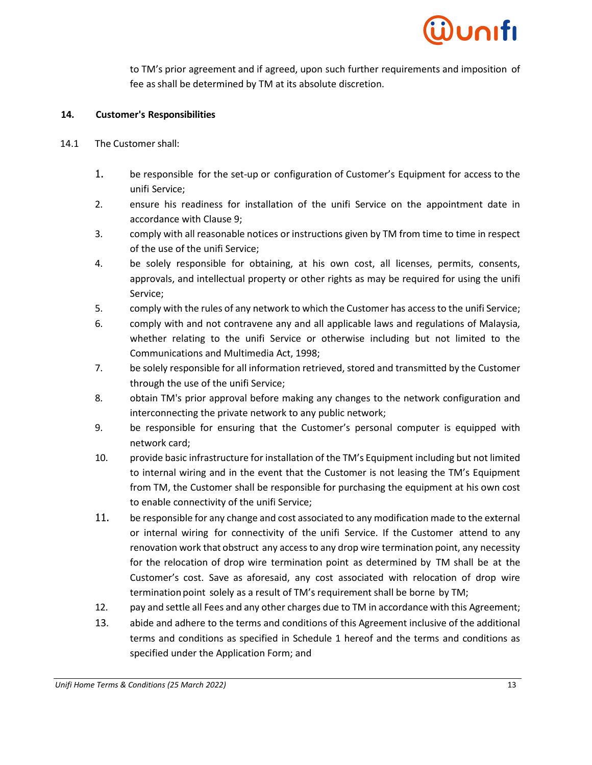to TM's prior agreement and if agreed, upon such further requirements and imposition of fee as shall be determined by TM at its absolute discretion.

## 14. Customer's Responsibilities

14.1 The Customer shall:

1. be responsible for the set-up or configuration of Customer's Equipment for access to the unifi Service;
2. ensure his readiness for installation of the unifi Service on the appointment date in accordance with Clause 9;
3. comply with all reasonable notices or instructions given by TM from time to time in respect of the use of the unifi Service;
4. be solely responsible for obtaining, at his own cost, all licenses, permits, consents, approvals, and intellectual property or other rights as may be required for using the unifi Service;
5. comply with the rules of any network to which the Customer has access to the unifi Service;
6. comply with and not contravene any and all applicable laws and regulations of Malaysia, whether relating to the unifi Service or otherwise including but not limited to the Communications and Multimedia Act, 1998;
7. be solely responsible for all information retrieved, stored and transmitted by the Customer through the use of the unifi Service;
8. obtain TM's prior approval before making any changes to the network configuration and interconnecting the private network to any public network;
9. be responsible for ensuring that the Customer's personal computer is equipped with network card;
10. provide basic infrastructure for installation of the TM's Equipment including but not limited to internal wiring and in the event that the Customer is not leasing the TM's Equipment from TM, the Customer shall be responsible for purchasing the equipment at his own cost to enable connectivity of the unifi Service;
11. be responsible for any change and cost associated to any modification made to the external or internal wiring for connectivity of the unifi Service. If the Customer attend to any renovation work that obstruct any access to any drop wire termination point, any necessity for the relocation of drop wire termination point as determined by TM shall be at the Customer's cost. Save as aforesaid, any cost associated with relocation of drop wire termination point solely as a result of TM's requirement shall be borne by TM;
12. pay and settle all Fees and any other charges due to TM in accordance with this Agreement;
13. abide and adhere to the terms and conditions of this Agreement inclusive of the additional terms and conditions as specified in Schedule 1 hereof and the terms and conditions as specified under the Application Form; and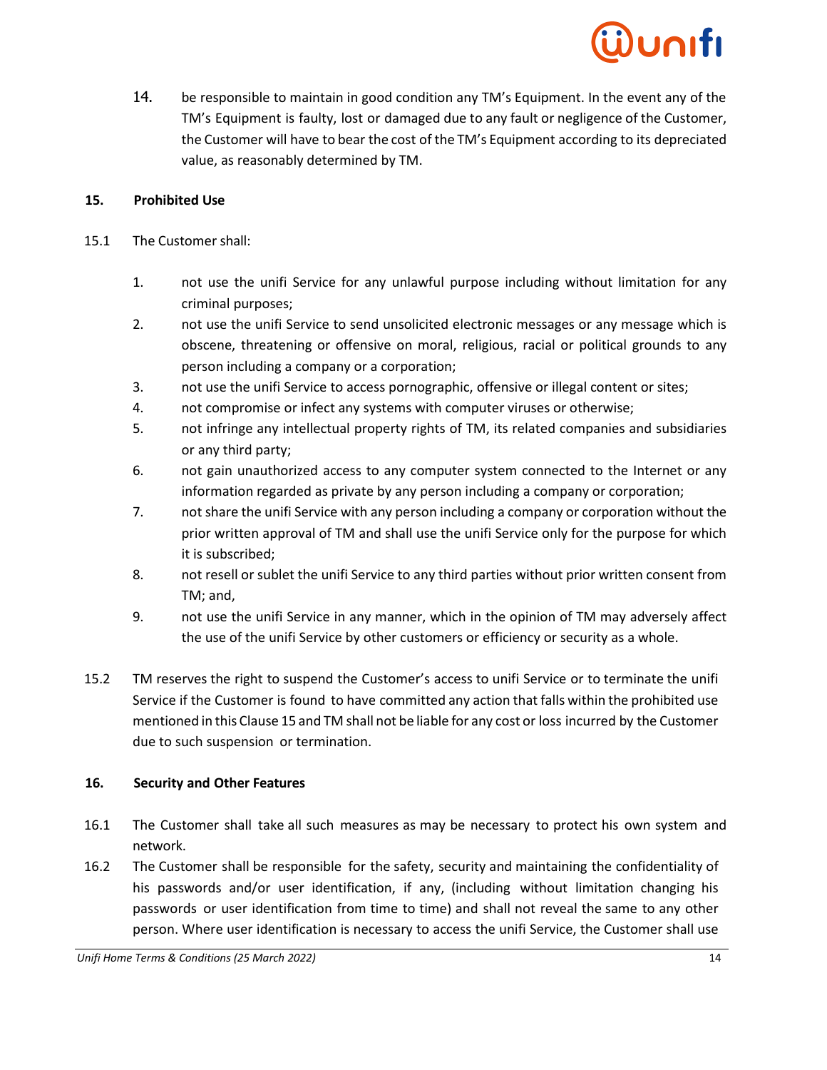14. be responsible to maintain in good condition any TM's Equipment. In the event any of the TM's Equipment is faulty, lost or damaged due to any fault or negligence of the Customer, the Customer will have to bear the cost of the TM's Equipment according to its depreciated value, as reasonably determined by TM.

**15. Prohibited Use**

15.1 The Customer shall:

1. not use the unifi Service for any unlawful purpose including without limitation for any criminal purposes;
2. not use the unifi Service to send unsolicited electronic messages or any message which is obscene, threatening or offensive on moral, religious, racial or political grounds to any person including a company or a corporation;
3. not use the unifi Service to access pornographic, offensive or illegal content or sites;
4. not compromise or infect any systems with computer viruses or otherwise;
5. not infringe any intellectual property rights of TM, its related companies and subsidiaries or any third party;
6. not gain unauthorized access to any computer system connected to the Internet or any information regarded as private by any person including a company or corporation;
7. not share the unifi Service with any person including a company or corporation without the prior written approval of TM and shall use the unifi Service only for the purpose for which it is subscribed;
8. not resell or sublet the unifi Service to any third parties without prior written consent from TM; and,
9. not use the unifi Service in any manner, which in the opinion of TM may adversely affect the use of the unifi Service by other customers or efficiency or security as a whole.

15.2 TM reserves the right to suspend the Customer's access to unifi Service or to terminate the unifi Service if the Customer is found to have committed any action that falls within the prohibited use mentioned in this Clause 15 and TM shall not be liable for any cost or loss incurred by the Customer due to such suspension or termination.

**16. Security and Other Features**

16.1 The Customer shall take all such measures as may be necessary to protect his own system and network.

16.2 The Customer shall be responsible for the safety, security and maintaining the confidentiality of his passwords and/or user identification, if any, (including without limitation changing his passwords or user identification from time to time) and shall not reveal the same to any other person. Where user identification is necessary to access the unifi Service, the Customer shall use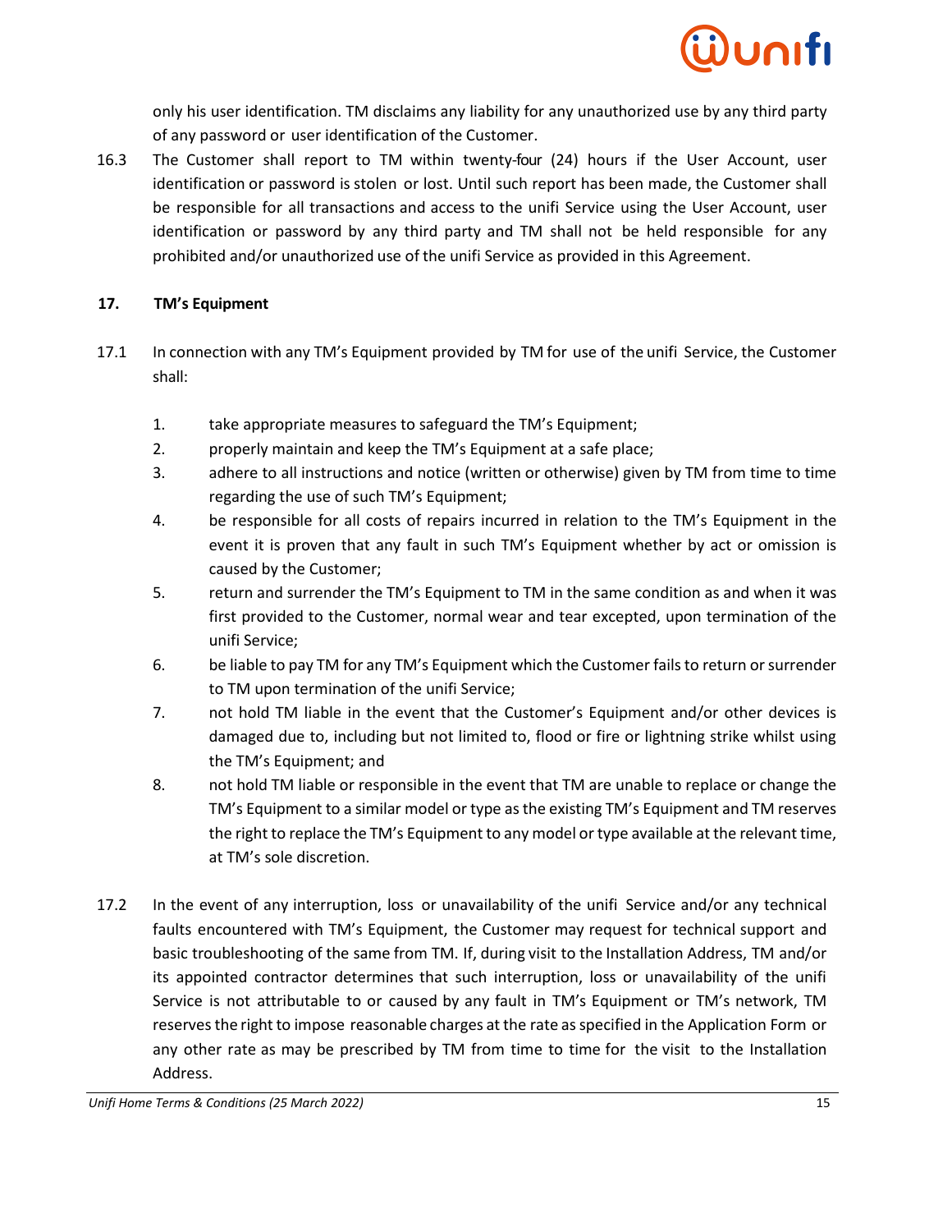only his user identification. TM disclaims any liability for any unauthorized use by any third party of any password or user identification of the Customer.

16.3 The Customer shall report to TM within twenty-four (24) hours if the User Account, user identification or password is stolen or lost. Until such report has been made, the Customer shall be responsible for all transactions and access to the unifi Service using the User Account, user identification or password by any third party and TM shall not be held responsible for any prohibited and/or unauthorized use of the unifi Service as provided in this Agreement.

**17. TM's Equipment**

17.1 In connection with any TM's Equipment provided by TM for use of the unifi Service, the Customer shall:

1. take appropriate measures to safeguard the TM's Equipment;
2. properly maintain and keep the TM's Equipment at a safe place;
3. adhere to all instructions and notice (written or otherwise) given by TM from time to time regarding the use of such TM's Equipment;
4. be responsible for all costs of repairs incurred in relation to the TM's Equipment in the event it is proven that any fault in such TM's Equipment whether by act or omission is caused by the Customer;
5. return and surrender the TM's Equipment to TM in the same condition as and when it was first provided to the Customer, normal wear and tear excepted, upon termination of the unifi Service;
6. be liable to pay TM for any TM's Equipment which the Customer fails to return or surrender to TM upon termination of the unifi Service;
7. not hold TM liable in the event that the Customer's Equipment and/or other devices is damaged due to, including but not limited to, flood or fire or lightning strike whilst using the TM's Equipment; and
8. not hold TM liable or responsible in the event that TM are unable to replace or change the TM's Equipment to a similar model or type as the existing TM's Equipment and TM reserves the right to replace the TM's Equipment to any model or type available at the relevant time, at TM's sole discretion.

17.2 In the event of any interruption, loss or unavailability of the unifi Service and/or any technical faults encountered with TM's Equipment, the Customer may request for technical support and basic troubleshooting of the same from TM. If, during visit to the Installation Address, TM and/or its appointed contractor determines that such interruption, loss or unavailability of the unifi Service is not attributable to or caused by any fault in TM's Equipment or TM's network, TM reserves the right to impose reasonable charges at the rate as specified in the Application Form or any other rate as may be prescribed by TM from time to time for the visit to the Installation Address.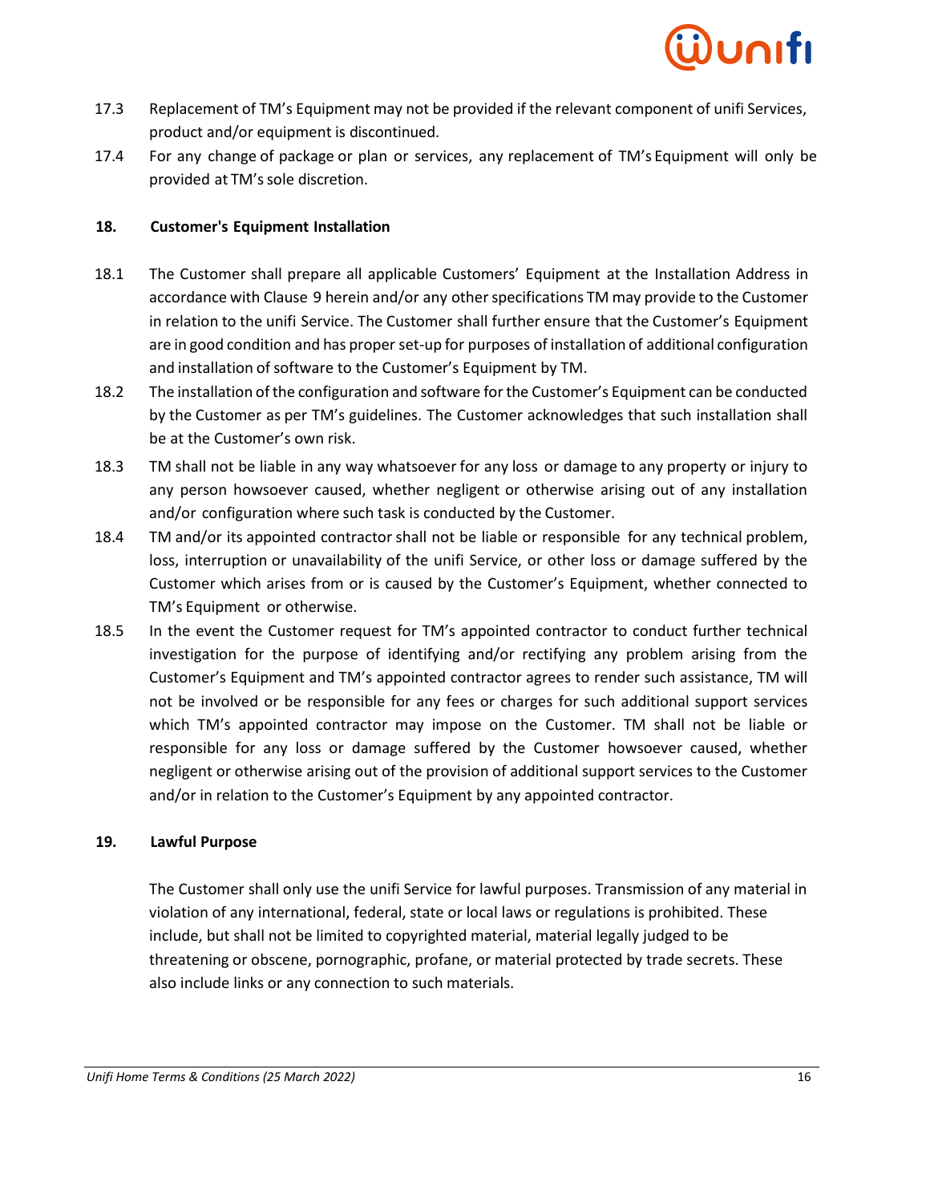17.3 Replacement of TM's Equipment may not be provided if the relevant component of unifi Services, product and/or equipment is discontinued.

17.4 For any change of package or plan or services, any replacement of TM's Equipment will only be provided at TM's sole discretion.

## 18. Customer's Equipment Installation

18.1 The Customer shall prepare all applicable Customers' Equipment at the Installation Address in accordance with Clause 9 herein and/or any other specifications TM may provide to the Customer in relation to the unifi Service. The Customer shall further ensure that the Customer's Equipment are in good condition and has proper set-up for purposes of installation of additional configuration and installation of software to the Customer's Equipment by TM.

18.2 The installation of the configuration and software for the Customer's Equipment can be conducted by the Customer as per TM's guidelines. The Customer acknowledges that such installation shall be at the Customer's own risk.

18.3 TM shall not be liable in any way whatsoever for any loss or damage to any property or injury to any person howsoever caused, whether negligent or otherwise arising out of any installation and/or configuration where such task is conducted by the Customer.

18.4 TM and/or its appointed contractor shall not be liable or responsible for any technical problem, loss, interruption or unavailability of the unifi Service, or other loss or damage suffered by the Customer which arises from or is caused by the Customer's Equipment, whether connected to TM's Equipment or otherwise.

18.5 In the event the Customer request for TM's appointed contractor to conduct further technical investigation for the purpose of identifying and/or rectifying any problem arising from the Customer's Equipment and TM's appointed contractor agrees to render such assistance, TM will not be involved or be responsible for any fees or charges for such additional support services which TM's appointed contractor may impose on the Customer. TM shall not be liable or responsible for any loss or damage suffered by the Customer howsoever caused, whether negligent or otherwise arising out of the provision of additional support services to the Customer and/or in relation to the Customer's Equipment by any appointed contractor.

## 19. Lawful Purpose

The Customer shall only use the unifi Service for lawful purposes. Transmission of any material in violation of any international, federal, state or local laws or regulations is prohibited. These include, but shall not be limited to copyrighted material, material legally judged to be threatening or obscene, pornographic, profane, or material protected by trade secrets. These also include links or any connection to such materials.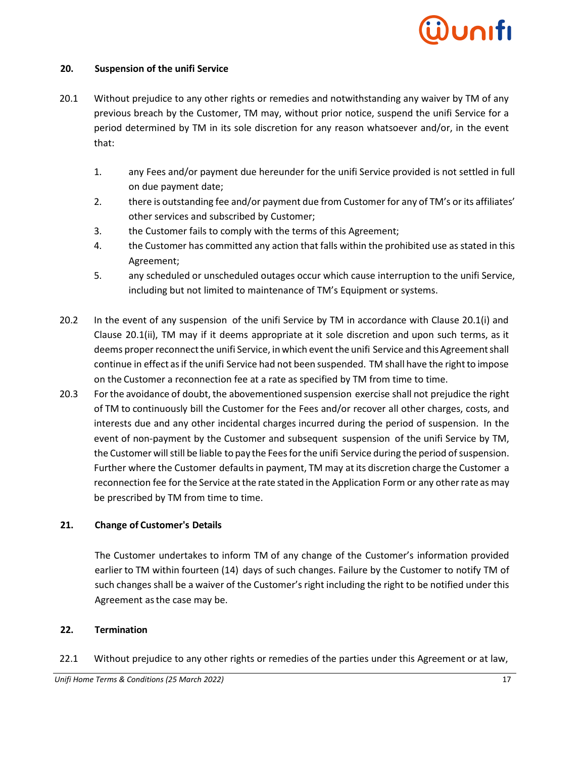**20. Suspension of the unifi Service**

20.1 Without prejudice to any other rights or remedies and notwithstanding any waiver by TM of any previous breach by the Customer, TM may, without prior notice, suspend the unifi Service for a period determined by TM in its sole discretion for any reason whatsoever and/or, in the event that:

1. any Fees and/or payment due hereunder for the unifi Service provided is not settled in full on due payment date;
2. there is outstanding fee and/or payment due from Customer for any of TM's or its affiliates' other services and subscribed by Customer;
3. the Customer fails to comply with the terms of this Agreement;
4. the Customer has committed any action that falls within the prohibited use as stated in this Agreement;
5. any scheduled or unscheduled outages occur which cause interruption to the unifi Service, including but not limited to maintenance of TM's Equipment or systems.

20.2 In the event of any suspension of the unifi Service by TM in accordance with Clause 20.1(i) and Clause 20.1(ii), TM may if it deems appropriate at it sole discretion and upon such terms, as it deems proper reconnect the unifi Service, in which event the unifi Service and this Agreement shall continue in effect as if the unifi Service had not been suspended. TM shall have the right to impose on the Customer a reconnection fee at a rate as specified by TM from time to time.

20.3 For the avoidance of doubt, the abovementioned suspension exercise shall not prejudice the right of TM to continuously bill the Customer for the Fees and/or recover all other charges, costs, and interests due and any other incidental charges incurred during the period of suspension. In the event of non-payment by the Customer and subsequent suspension of the unifi Service by TM, the Customer will still be liable to pay the Fees for the unifi Service during the period of suspension. Further where the Customer defaults in payment, TM may at its discretion charge the Customer a reconnection fee for the Service at the rate stated in the Application Form or any other rate as may be prescribed by TM from time to time.

**21. Change of Customer's Details**

The Customer undertakes to inform TM of any change of the Customer's information provided earlier to TM within fourteen (14) days of such changes. Failure by the Customer to notify TM of such changes shall be a waiver of the Customer's right including the right to be notified under this Agreement as the case may be.

**22. Termination**

22.1 Without prejudice to any other rights or remedies of the parties under this Agreement or at law,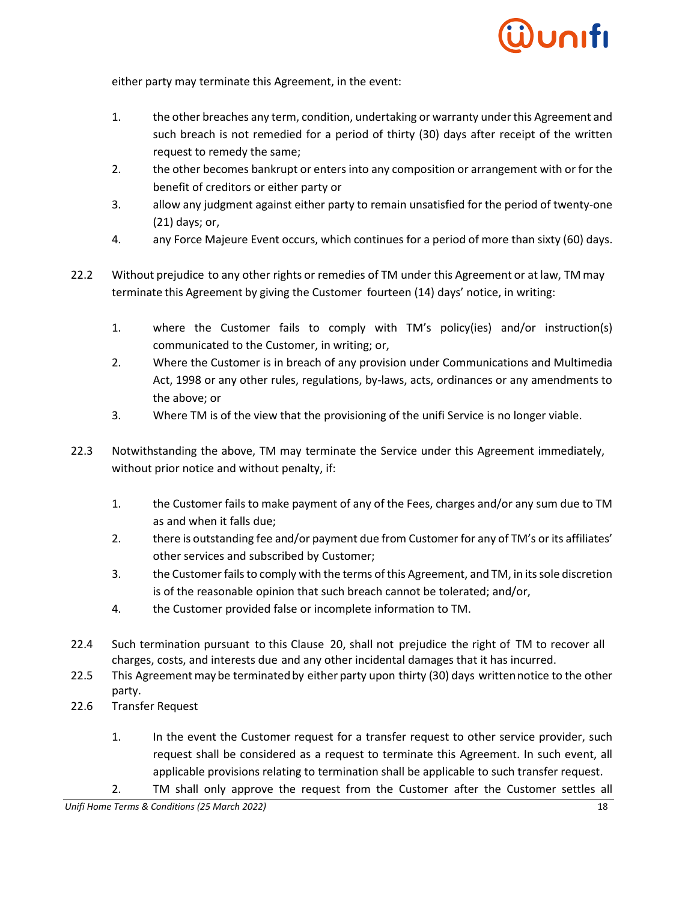either party may terminate this Agreement, in the event:

1. the other breaches any term, condition, undertaking or warranty under this Agreement and such breach is not remedied for a period of thirty (30) days after receipt of the written request to remedy the same;
2. the other becomes bankrupt or enters into any composition or arrangement with or for the benefit of creditors or either party or
3. allow any judgment against either party to remain unsatisfied for the period of twenty-one (21) days; or,
4. any Force Majeure Event occurs, which continues for a period of more than sixty (60) days.

22.2 Without prejudice to any other rights or remedies of TM under this Agreement or at law, TM may terminate this Agreement by giving the Customer fourteen (14) days' notice, in writing:

1. where the Customer fails to comply with TM's policy(ies) and/or instruction(s) communicated to the Customer, in writing; or,
2. Where the Customer is in breach of any provision under Communications and Multimedia Act, 1998 or any other rules, regulations, by-laws, acts, ordinances or any amendments to the above; or
3. Where TM is of the view that the provisioning of the unifi Service is no longer viable.

22.3 Notwithstanding the above, TM may terminate the Service under this Agreement immediately, without prior notice and without penalty, if:

1. the Customer fails to make payment of any of the Fees, charges and/or any sum due to TM as and when it falls due;
2. there is outstanding fee and/or payment due from Customer for any of TM's or its affiliates' other services and subscribed by Customer;
3. the Customer fails to comply with the terms of this Agreement, and TM, in its sole discretion is of the reasonable opinion that such breach cannot be tolerated; and/or,
4. the Customer provided false or incomplete information to TM.

22.4 Such termination pursuant to this Clause 20, shall not prejudice the right of TM to recover all charges, costs, and interests due and any other incidental damages that it has incurred.

22.5 This Agreement may be terminated by either party upon thirty (30) days written notice to the other party.

22.6 Transfer Request

1. In the event the Customer request for a transfer request to other service provider, such request shall be considered as a request to terminate this Agreement. In such event, all applicable provisions relating to termination shall be applicable to such transfer request.
2. TM shall only approve the request from the Customer after the Customer settles all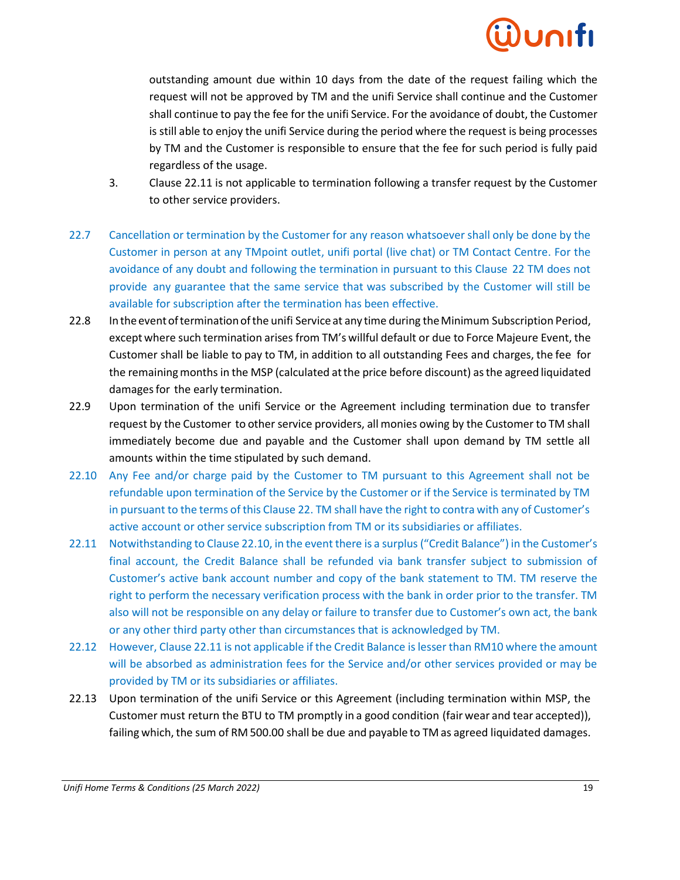outstanding amount due within 10 days from the date of the request failing which the request will not be approved by TM and the unifi Service shall continue and the Customer shall continue to pay the fee for the unifi Service. For the avoidance of doubt, the Customer is still able to enjoy the unifi Service during the period where the request is being processes by TM and the Customer is responsible to ensure that the fee for such period is fully paid regardless of the usage.

3. Clause 22.11 is not applicable to termination following a transfer request by the Customer to other service providers.

22.7 Cancellation or termination by the Customer for any reason whatsoever shall only be done by the Customer in person at any TMpoint outlet, unifi portal (live chat) or TM Contact Centre. For the avoidance of any doubt and following the termination in pursuant to this Clause 22 TM does not provide any guarantee that the same service that was subscribed by the Customer will still be available for subscription after the termination has been effective.

22.8 In the event of termination of the unifi Service at any time during the Minimum Subscription Period, except where such termination arises from TM's willful default or due to Force Majeure Event, the Customer shall be liable to pay to TM, in addition to all outstanding Fees and charges, the fee for the remaining months in the MSP (calculated at the price before discount) as the agreed liquidated damages for the early termination.

22.9 Upon termination of the unifi Service or the Agreement including termination due to transfer request by the Customer to other service providers, all monies owing by the Customer to TM shall immediately become due and payable and the Customer shall upon demand by TM settle all amounts within the time stipulated by such demand.

22.10 Any Fee and/or charge paid by the Customer to TM pursuant to this Agreement shall not be refundable upon termination of the Service by the Customer or if the Service is terminated by TM in pursuant to the terms of this Clause 22. TM shall have the right to contra with any of Customer's active account or other service subscription from TM or its subsidiaries or affiliates.

22.11 Notwithstanding to Clause 22.10, in the event there is a surplus ("Credit Balance") in the Customer's final account, the Credit Balance shall be refunded via bank transfer subject to submission of Customer's active bank account number and copy of the bank statement to TM. TM reserve the right to perform the necessary verification process with the bank in order prior to the transfer. TM also will not be responsible on any delay or failure to transfer due to Customer's own act, the bank or any other third party other than circumstances that is acknowledged by TM.

22.12 However, Clause 22.11 is not applicable if the Credit Balance is lesser than RM10 where the amount will be absorbed as administration fees for the Service and/or other services provided or may be provided by TM or its subsidiaries or affiliates.

22.13 Upon termination of the unifi Service or this Agreement (including termination within MSP, the Customer must return the BTU to TM promptly in a good condition (fair wear and tear accepted)), failing which, the sum of RM 500.00 shall be due and payable to TM as agreed liquidated damages.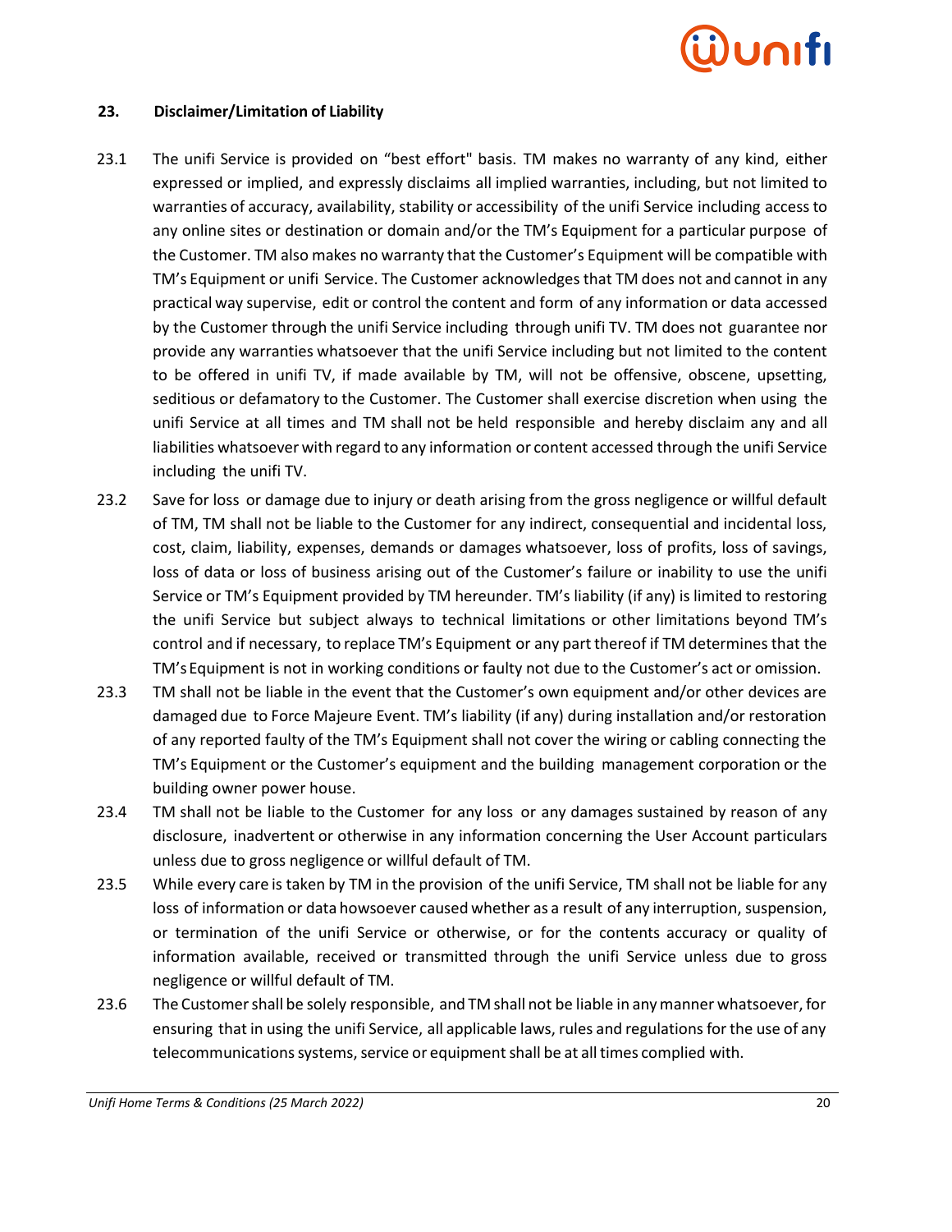## 23. Disclaimer/Limitation of Liability

23.1 The unifi Service is provided on "best effort" basis. TM makes no warranty of any kind, either expressed or implied, and expressly disclaims all implied warranties, including, but not limited to warranties of accuracy, availability, stability or accessibility of the unifi Service including access to any online sites or destination or domain and/or the TM's Equipment for a particular purpose of the Customer. TM also makes no warranty that the Customer's Equipment will be compatible with TM's Equipment or unifi Service. The Customer acknowledges that TM does not and cannot in any practical way supervise, edit or control the content and form of any information or data accessed by the Customer through the unifi Service including through unifi TV. TM does not guarantee nor provide any warranties whatsoever that the unifi Service including but not limited to the content to be offered in unifi TV, if made available by TM, will not be offensive, obscene, upsetting, seditious or defamatory to the Customer. The Customer shall exercise discretion when using the unifi Service at all times and TM shall not be held responsible and hereby disclaim any and all liabilities whatsoever with regard to any information or content accessed through the unifi Service including the unifi TV.

23.2 Save for loss or damage due to injury or death arising from the gross negligence or willful default of TM, TM shall not be liable to the Customer for any indirect, consequential and incidental loss, cost, claim, liability, expenses, demands or damages whatsoever, loss of profits, loss of savings, loss of data or loss of business arising out of the Customer's failure or inability to use the unifi Service or TM's Equipment provided by TM hereunder. TM's liability (if any) is limited to restoring the unifi Service but subject always to technical limitations or other limitations beyond TM's control and if necessary, to replace TM's Equipment or any part thereof if TM determines that the TM's Equipment is not in working conditions or faulty not due to the Customer's act or omission.

23.3 TM shall not be liable in the event that the Customer's own equipment and/or other devices are damaged due to Force Majeure Event. TM's liability (if any) during installation and/or restoration of any reported faulty of the TM's Equipment shall not cover the wiring or cabling connecting the TM's Equipment or the Customer's equipment and the building management corporation or the building owner power house.

23.4 TM shall not be liable to the Customer for any loss or any damages sustained by reason of any disclosure, inadvertent or otherwise in any information concerning the User Account particulars unless due to gross negligence or willful default of TM.

23.5 While every care is taken by TM in the provision of the unifi Service, TM shall not be liable for any loss of information or data howsoever caused whether as a result of any interruption, suspension, or termination of the unifi Service or otherwise, or for the contents accuracy or quality of information available, received or transmitted through the unifi Service unless due to gross negligence or willful default of TM.

23.6 The Customer shall be solely responsible, and TM shall not be liable in any manner whatsoever, for ensuring that in using the unifi Service, all applicable laws, rules and regulations for the use of any telecommunications systems, service or equipment shall be at all times complied with.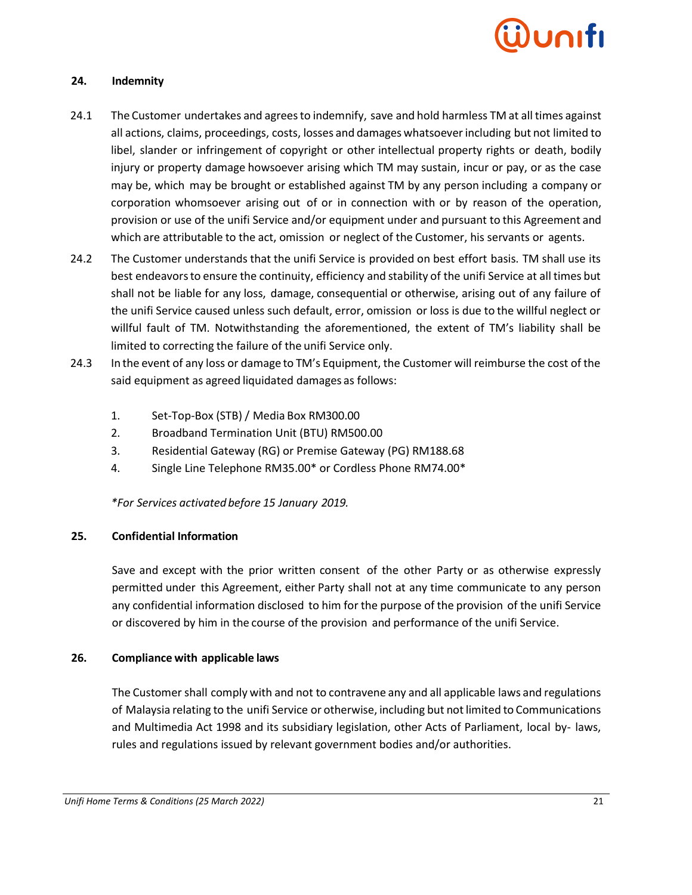## 24. Indemnity

24.1 The Customer undertakes and agrees to indemnify, save and hold harmless TM at all times against all actions, claims, proceedings, costs, losses and damages whatsoever including but not limited to libel, slander or infringement of copyright or other intellectual property rights or death, bodily injury or property damage howsoever arising which TM may sustain, incur or pay, or as the case may be, which may be brought or established against TM by any person including a company or corporation whomsoever arising out of or in connection with or by reason of the operation, provision or use of the unifi Service and/or equipment under and pursuant to this Agreement and which are attributable to the act, omission or neglect of the Customer, his servants or agents.

24.2 The Customer understands that the unifi Service is provided on best effort basis. TM shall use its best endeavors to ensure the continuity, efficiency and stability of the unifi Service at all times but shall not be liable for any loss, damage, consequential or otherwise, arising out of any failure of the unifi Service caused unless such default, error, omission or loss is due to the willful neglect or willful fault of TM. Notwithstanding the aforementioned, the extent of TM's liability shall be limited to correcting the failure of the unifi Service only.

24.3 In the event of any loss or damage to TM's Equipment, the Customer will reimburse the cost of the said equipment as agreed liquidated damages as follows:

1. Set-Top-Box (STB) / Media Box RM300.00
2. Broadband Termination Unit (BTU) RM500.00
3. Residential Gateway (RG) or Premise Gateway (PG) RM188.68
4. Single Line Telephone RM35.00* or Cordless Phone RM74.00*

*\*For Services activated before 15 January 2019.*

## 25. Confidential Information

Save and except with the prior written consent of the other Party or as otherwise expressly permitted under this Agreement, either Party shall not at any time communicate to any person any confidential information disclosed to him for the purpose of the provision of the unifi Service or discovered by him in the course of the provision and performance of the unifi Service.

## 26. Compliance with applicable laws

The Customer shall comply with and not to contravene any and all applicable laws and regulations of Malaysia relating to the unifi Service or otherwise, including but not limited to Communications and Multimedia Act 1998 and its subsidiary legislation, other Acts of Parliament, local by- laws, rules and regulations issued by relevant government bodies and/or authorities.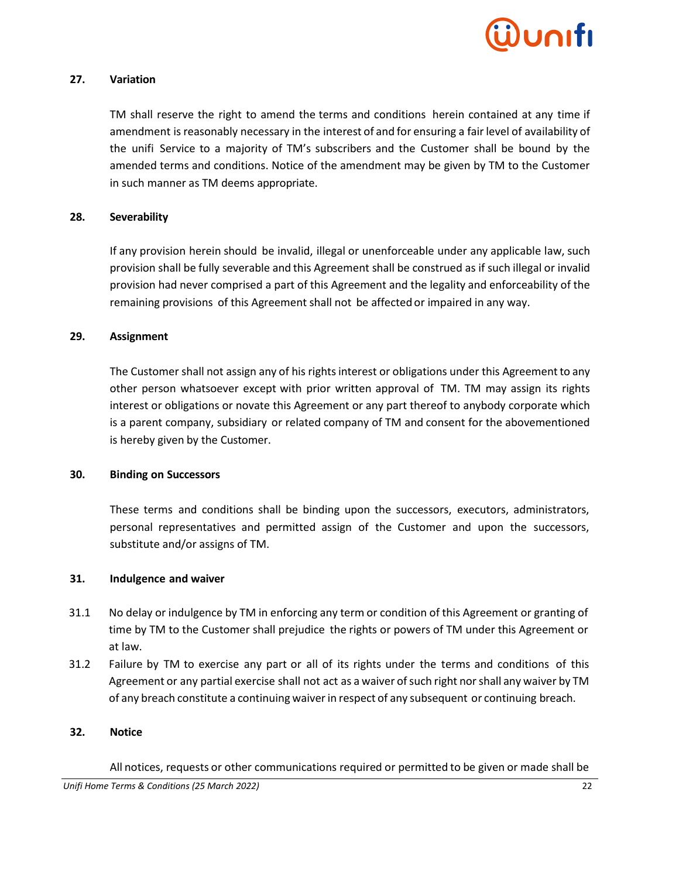**27. Variation**

TM shall reserve the right to amend the terms and conditions herein contained at any time if amendment is reasonably necessary in the interest of and for ensuring a fair level of availability of the unifi Service to a majority of TM's subscribers and the Customer shall be bound by the amended terms and conditions. Notice of the amendment may be given by TM to the Customer in such manner as TM deems appropriate.

**28. Severability**

If any provision herein should be invalid, illegal or unenforceable under any applicable law, such provision shall be fully severable and this Agreement shall be construed as if such illegal or invalid provision had never comprised a part of this Agreement and the legality and enforceability of the remaining provisions of this Agreement shall not be affected or impaired in any way.

**29. Assignment**

The Customer shall not assign any of his rights interest or obligations under this Agreement to any other person whatsoever except with prior written approval of TM. TM may assign its rights interest or obligations or novate this Agreement or any part thereof to anybody corporate which is a parent company, subsidiary or related company of TM and consent for the abovementioned is hereby given by the Customer.

**30. Binding on Successors**

These terms and conditions shall be binding upon the successors, executors, administrators, personal representatives and permitted assign of the Customer and upon the successors, substitute and/or assigns of TM.

**31. Indulgence and waiver**

31.1 No delay or indulgence by TM in enforcing any term or condition of this Agreement or granting of time by TM to the Customer shall prejudice the rights or powers of TM under this Agreement or at law.

31.2 Failure by TM to exercise any part or all of its rights under the terms and conditions of this Agreement or any partial exercise shall not act as a waiver of such right nor shall any waiver by TM of any breach constitute a continuing waiver in respect of any subsequent or continuing breach.

**32. Notice**

All notices, requests or other communications required or permitted to be given or made shall be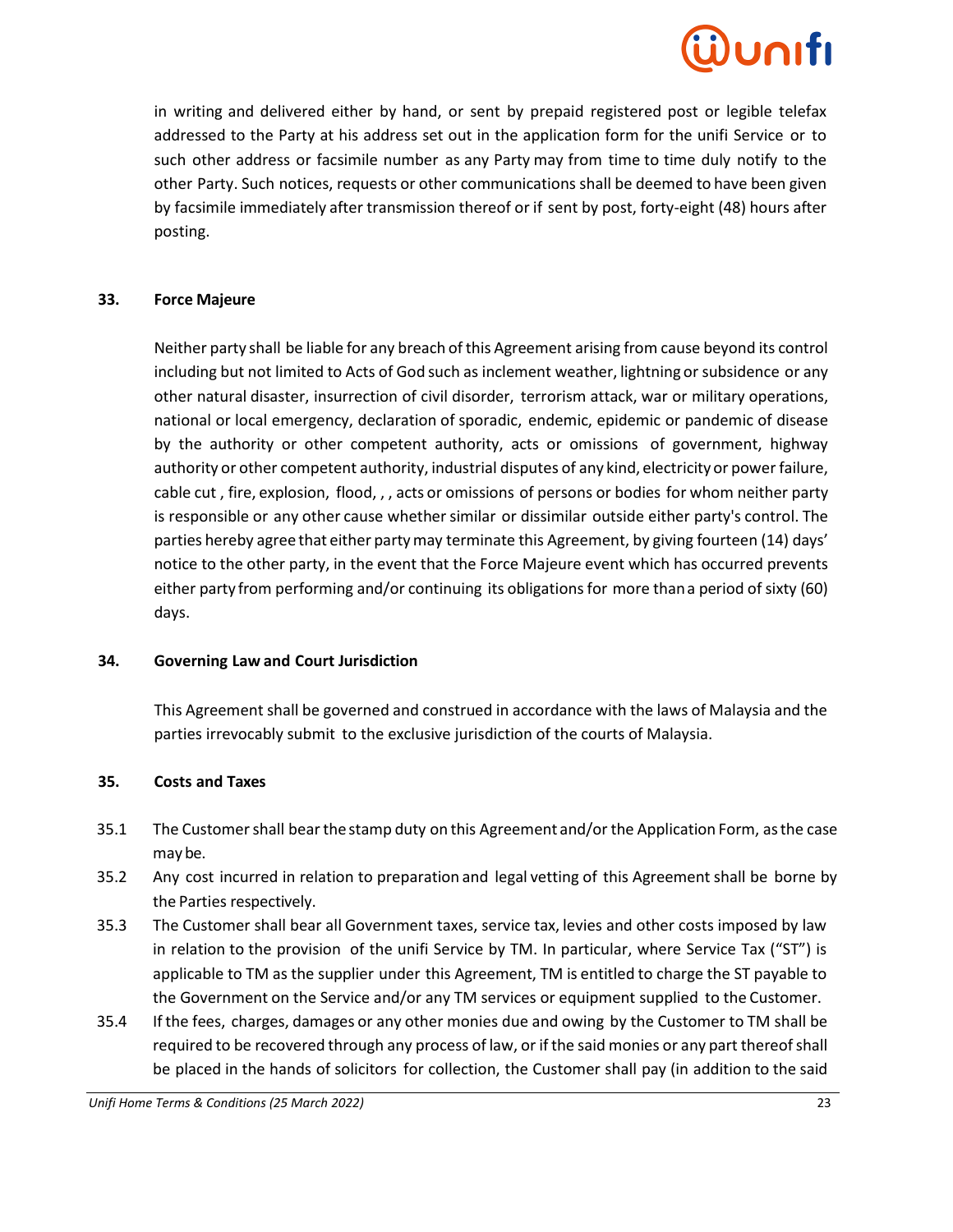in writing and delivered either by hand, or sent by prepaid registered post or legible telefax addressed to the Party at his address set out in the application form for the unifi Service or to such other address or facsimile number as any Party may from time to time duly notify to the other Party. Such notices, requests or other communications shall be deemed to have been given by facsimile immediately after transmission thereof or if sent by post, forty-eight (48) hours after posting.

### 33. Force Majeure

Neither party shall be liable for any breach of this Agreement arising from cause beyond its control including but not limited to Acts of God such as inclement weather, lightning or subsidence or any other natural disaster, insurrection of civil disorder, terrorism attack, war or military operations, national or local emergency, declaration of sporadic, endemic, epidemic or pandemic of disease by the authority or other competent authority, acts or omissions of government, highway authority or other competent authority, industrial disputes of any kind, electricity or power failure, cable cut , fire, explosion, flood, , , acts or omissions of persons or bodies for whom neither party is responsible or any other cause whether similar or dissimilar outside either party's control. The parties hereby agree that either party may terminate this Agreement, by giving fourteen (14) days' notice to the other party, in the event that the Force Majeure event which has occurred prevents either party from performing and/or continuing its obligations for more than a period of sixty (60) days.

### 34. Governing Law and Court Jurisdiction

This Agreement shall be governed and construed in accordance with the laws of Malaysia and the parties irrevocably submit to the exclusive jurisdiction of the courts of Malaysia.

### 35. Costs and Taxes

35.1 The Customer shall bear the stamp duty on this Agreement and/or the Application Form, as the case may be.

35.2 Any cost incurred in relation to preparation and legal vetting of this Agreement shall be borne by the Parties respectively.

35.3 The Customer shall bear all Government taxes, service tax, levies and other costs imposed by law in relation to the provision of the unifi Service by TM. In particular, where Service Tax ("ST") is applicable to TM as the supplier under this Agreement, TM is entitled to charge the ST payable to the Government on the Service and/or any TM services or equipment supplied to the Customer.

35.4 If the fees, charges, damages or any other monies due and owing by the Customer to TM shall be required to be recovered through any process of law, or if the said monies or any part thereof shall be placed in the hands of solicitors for collection, the Customer shall pay (in addition to the said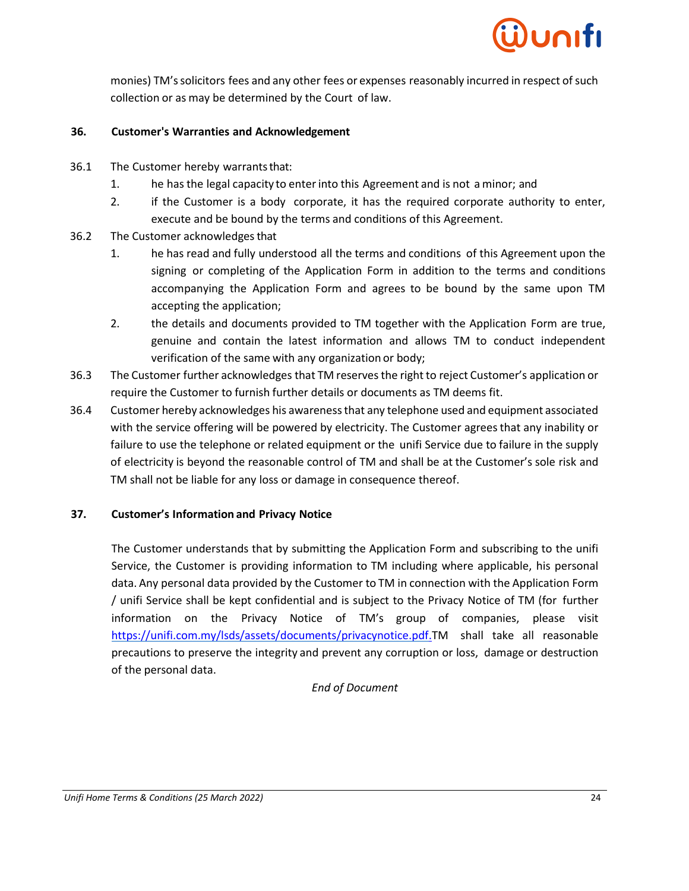monies) TM's solicitors fees and any other fees or expenses reasonably incurred in respect of such collection or as may be determined by the Court of law.

### 36. Customer's Warranties and Acknowledgement

36.1 The Customer hereby warrants that:

1. he has the legal capacity to enter into this Agreement and is not a minor; and
2. if the Customer is a body corporate, it has the required corporate authority to enter, execute and be bound by the terms and conditions of this Agreement.

36.2 The Customer acknowledges that

1. he has read and fully understood all the terms and conditions of this Agreement upon the signing or completing of the Application Form in addition to the terms and conditions accompanying the Application Form and agrees to be bound by the same upon TM accepting the application;
2. the details and documents provided to TM together with the Application Form are true, genuine and contain the latest information and allows TM to conduct independent verification of the same with any organization or body;

36.3 The Customer further acknowledges that TM reserves the right to reject Customer's application or require the Customer to furnish further details or documents as TM deems fit.

36.4 Customer hereby acknowledges his awareness that any telephone used and equipment associated with the service offering will be powered by electricity. The Customer agrees that any inability or failure to use the telephone or related equipment or the unifi Service due to failure in the supply of electricity is beyond the reasonable control of TM and shall be at the Customer's sole risk and TM shall not be liable for any loss or damage in consequence thereof.

### 37. Customer's Information and Privacy Notice

The Customer understands that by submitting the Application Form and subscribing to the unifi Service, the Customer is providing information to TM including where applicable, his personal data. Any personal data provided by the Customer to TM in connection with the Application Form / unifi Service shall be kept confidential and is subject to the Privacy Notice of TM (for further information on the Privacy Notice of TM's group of companies, please visit https://unifi.com.my/lsds/assets/documents/privacynotice.pdf.TM shall take all reasonable precautions to preserve the integrity and prevent any corruption or loss, damage or destruction of the personal data.

*End of Document*